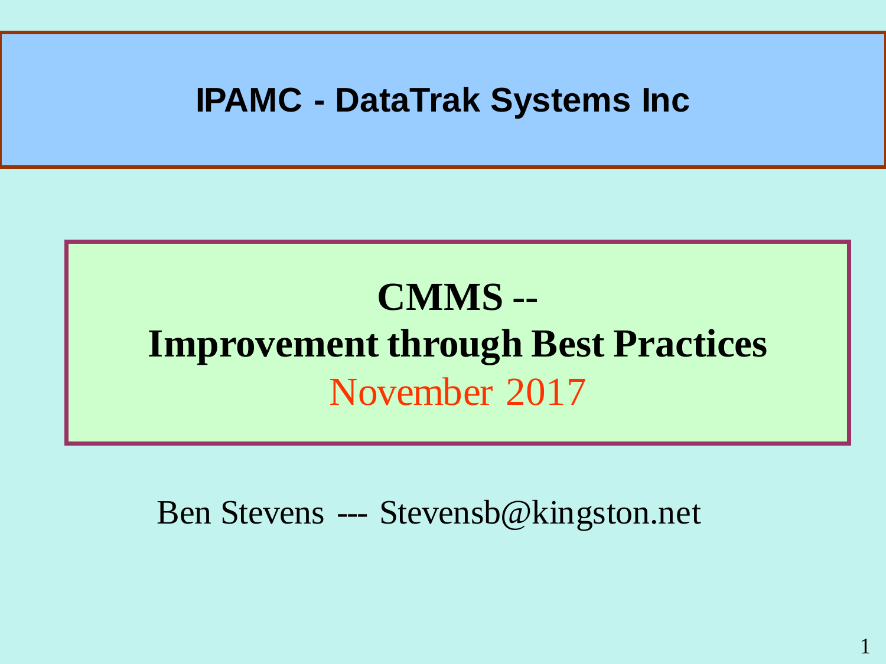**IPAMC - DataTrak Systems Inc**

# CMMS --
# Improvement through Best Practices

November 2017

Ben Stevens --- Stevensb@kingston.net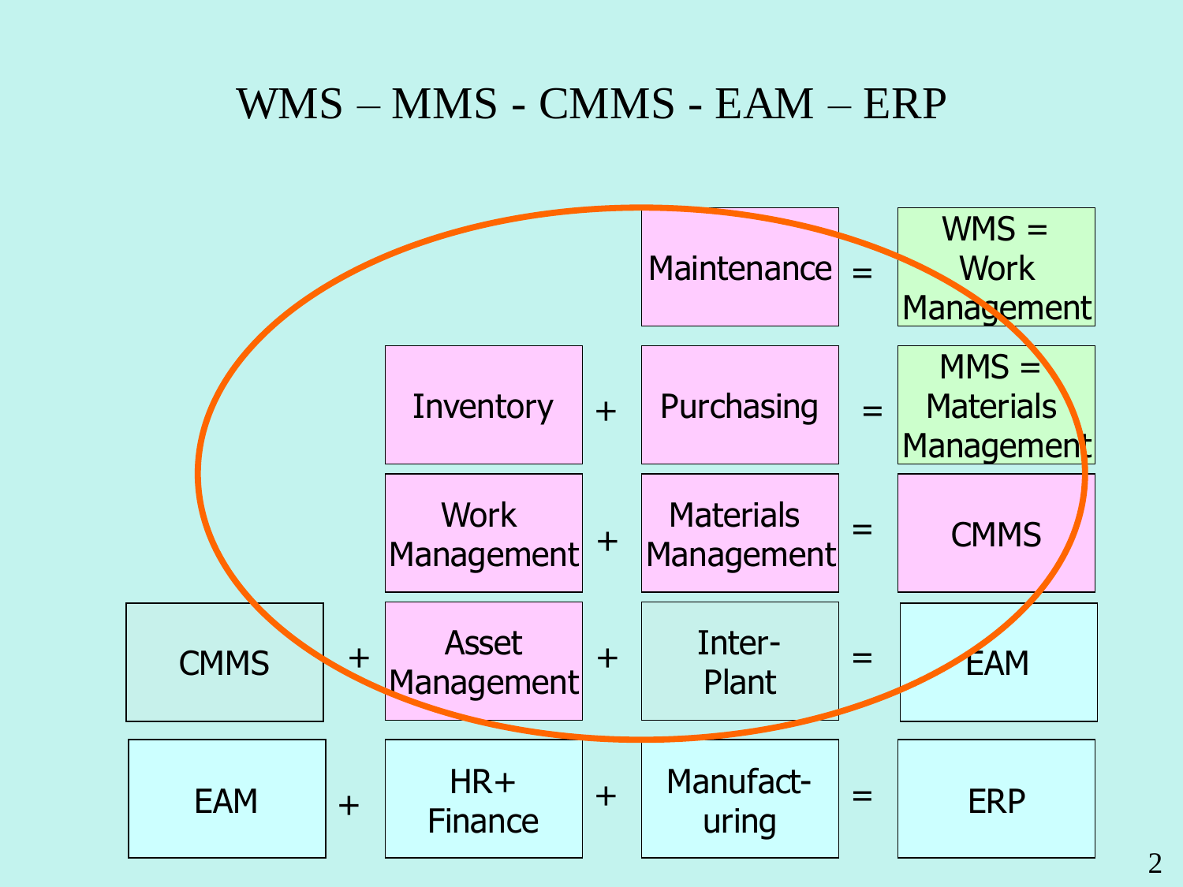# WMS – MMS - CMMS - EAM – ERP

| | | | | | | |
|---|---|---|---|---|---|---|
| | | | | Maintenance | = | WMS = Work Management |
| | | Inventory | + | Purchasing | = | MMS = Materials Management |
| | | Work Management | + | Materials Management | = | CMMS |
| CMMS | + | Asset Management | + | Inter-Plant | = | EAM |
| EAM | + | HR+ Finance | + | Manufact-uring | = | ERP |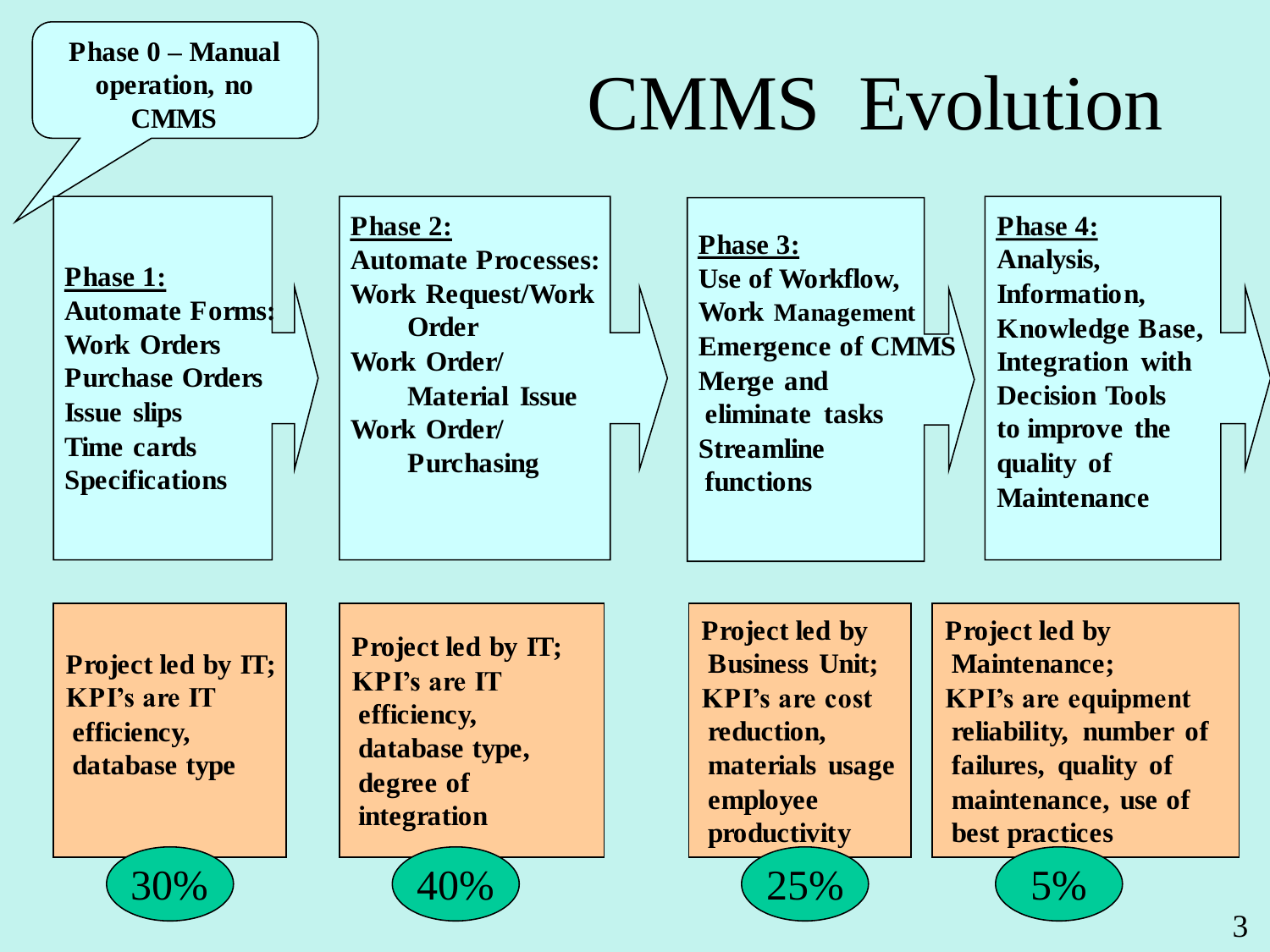# CMMS Evolution

**Phase 0 – Manual operation, no CMMS**

| **Phase 1:** Automate Forms: | **Phase 2:** Automate Processes: | **Phase 3:** Use of Workflow, Work Management | **Phase 4:** Analysis, Information, Knowledge Base, Integration with Decision Tools to improve the quality of Maintenance |
|---|---|---|---|
| Work Orders<br>Purchase Orders<br>Issue slips<br>Time cards<br>Specifications | Work Request/Work Order<br>Work Order/ Material Issue<br>Work Order/ Purchasing | Emergence of CMMS<br>Merge and eliminate tasks<br>Streamline functions | |
| Project led by IT; KPI's are IT efficiency, database type | Project led by IT; KPI's are IT efficiency, database type, degree of integration | Project led by Business Unit; KPI's are cost reduction, materials usage employee productivity | Project led by Maintenance; KPI's are equipment reliability, number of failures, quality of maintenance, use of best practices |
| 30% | 40% | 25% | 5% |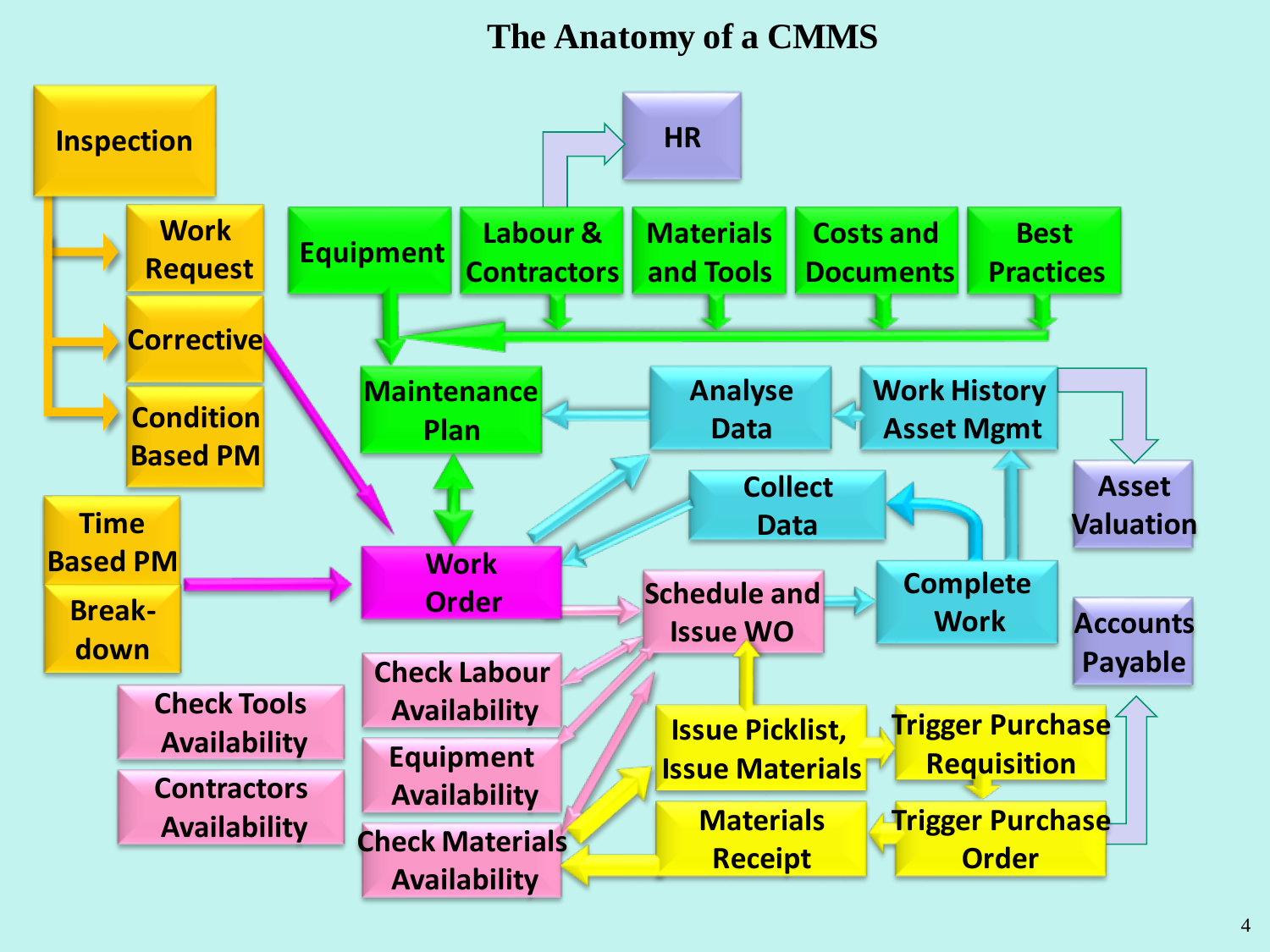# The Anatomy of a CMMS

Inspection

Work Request

Corrective

Condition Based PM

Time Based PM

Break-down

HR

Equipment

Labour & Contractors

Materials and Tools

Costs and Documents

Best Practices

Maintenance Plan

Analyse Data

Work History Asset Mgmt

Asset Valuation

Collect Data

Work Order

Schedule and Issue WO

Complete Work

Accounts Payable

Check Tools Availability

Contractors Availability

Check Labour Availability

Equipment Availability

Check Materials Availability

Issue Picklist, Issue Materials

Trigger Purchase Requisition

Materials Receipt

Trigger Purchase Order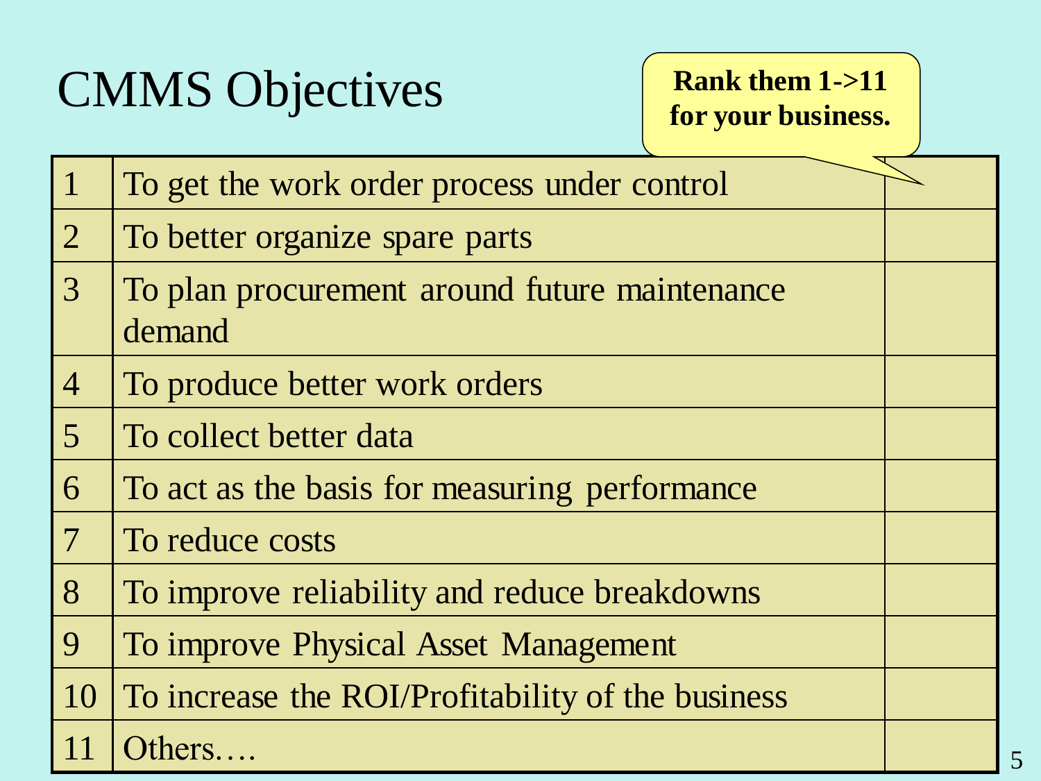# CMMS Objectives

**Rank them 1->11 for your business.**

| | | |
|---|---|---|
| 1 | To get the work order process under control | |
| 2 | To better organize spare parts | |
| 3 | To plan procurement around future maintenance demand | |
| 4 | To produce better work orders | |
| 5 | To collect better data | |
| 6 | To act as the basis for measuring performance | |
| 7 | To reduce costs | |
| 8 | To improve reliability and reduce breakdowns | |
| 9 | To improve Physical Asset Management | |
| 10 | To increase the ROI/Profitability of the business | |
| 11 | Others…. | |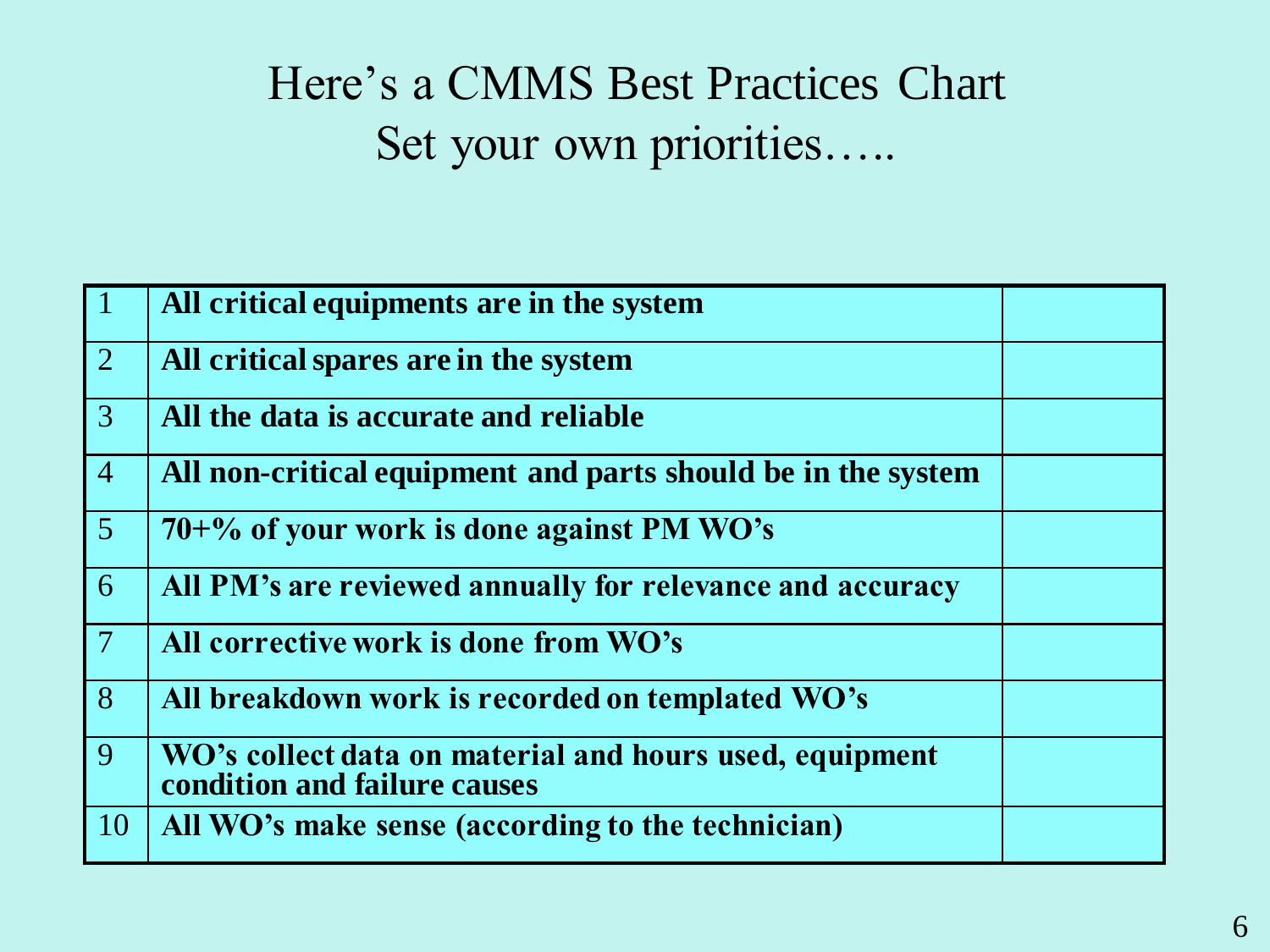# Here's a CMMS Best Practices Chart
## Set your own priorities…..

| | | |
|---|---|---|
| 1 | **All critical equipments are in the system** | |
| 2 | **All critical spares are in the system** | |
| 3 | **All the data is accurate and reliable** | |
| 4 | **All non-critical equipment and parts should be in the system** | |
| 5 | **70+% of your work is done against PM WO's** | |
| 6 | **All PM's are reviewed annually for relevance and accuracy** | |
| 7 | **All corrective work is done from WO's** | |
| 8 | **All breakdown work is recorded on templated WO's** | |
| 9 | **WO's collect data on material and hours used, equipment condition and failure causes** | |
| 10 | **All WO's make sense (according to the technician)** | |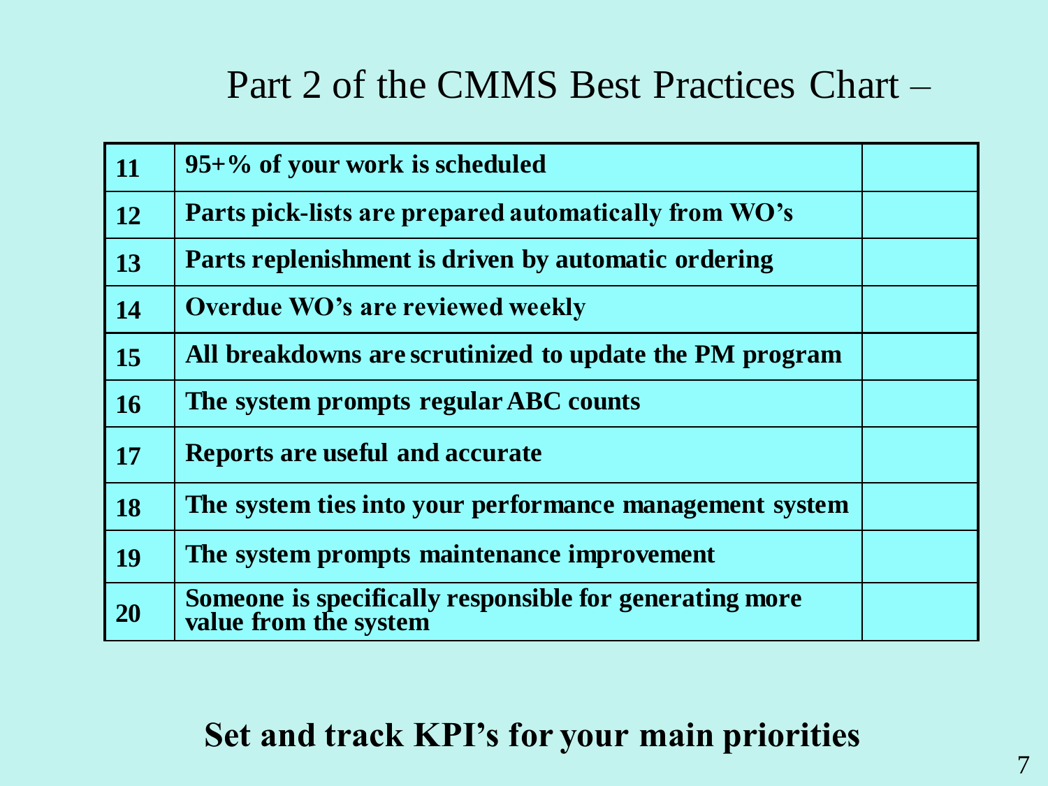# Part 2 of the CMMS Best Practices Chart –

| | | |
|---|---|---|
| **11** | **95+% of your work is scheduled** | |
| **12** | **Parts pick-lists are prepared automatically from WO's** | |
| **13** | **Parts replenishment is driven by automatic ordering** | |
| **14** | **Overdue WO's are reviewed weekly** | |
| **15** | **All breakdowns are scrutinized to update the PM program** | |
| **16** | **The system prompts regular ABC counts** | |
| **17** | **Reports are useful and accurate** | |
| **18** | **The system ties into your performance management system** | |
| **19** | **The system prompts maintenance improvement** | |
| **20** | **Someone is specifically responsible for generating more value from the system** | |

**Set and track KPI's for your main priorities**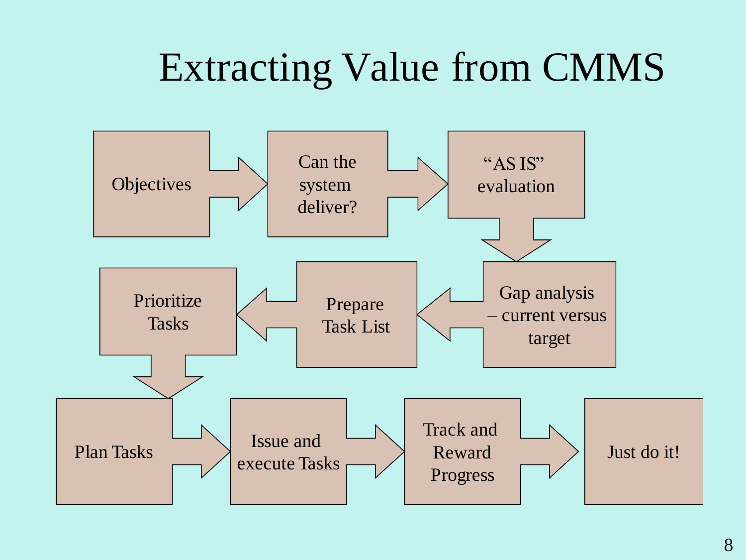# Extracting Value from CMMS

1. Objectives
2. Can the system deliver?
3. "AS IS" evaluation
4. Gap analysis – current versus target
5. Prepare Task List
6. Prioritize Tasks
7. Plan Tasks
8. Issue and execute Tasks
9. Track and Reward Progress
10. Just do it!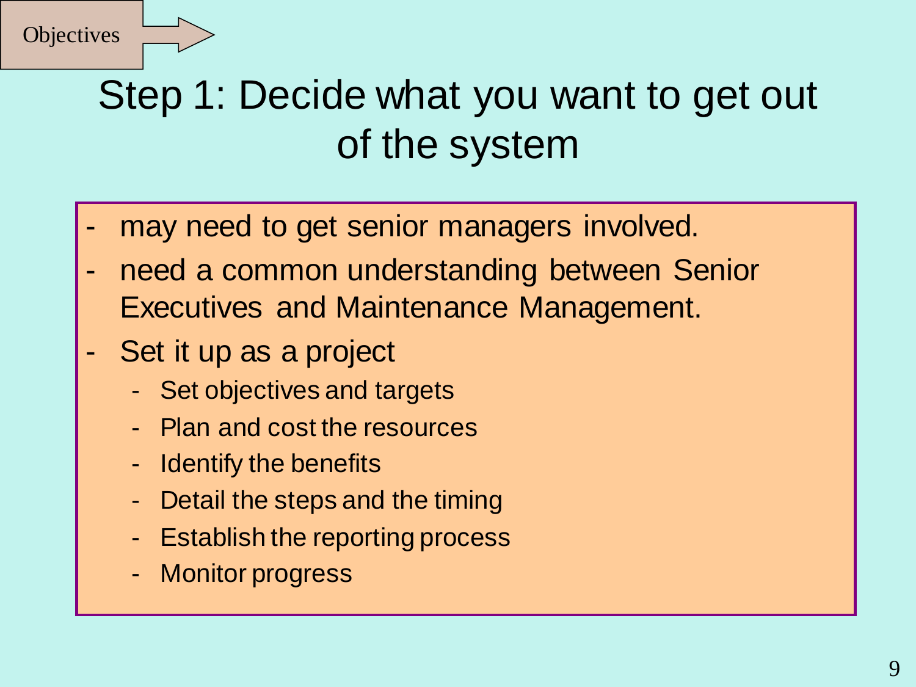Objectives

# Step 1: Decide what you want to get out of the system

- may need to get senior managers involved.
- need a common understanding between Senior Executives and Maintenance Management.
- Set it up as a project
  - Set objectives and targets
  - Plan and cost the resources
  - Identify the benefits
  - Detail the steps and the timing
  - Establish the reporting process
  - Monitor progress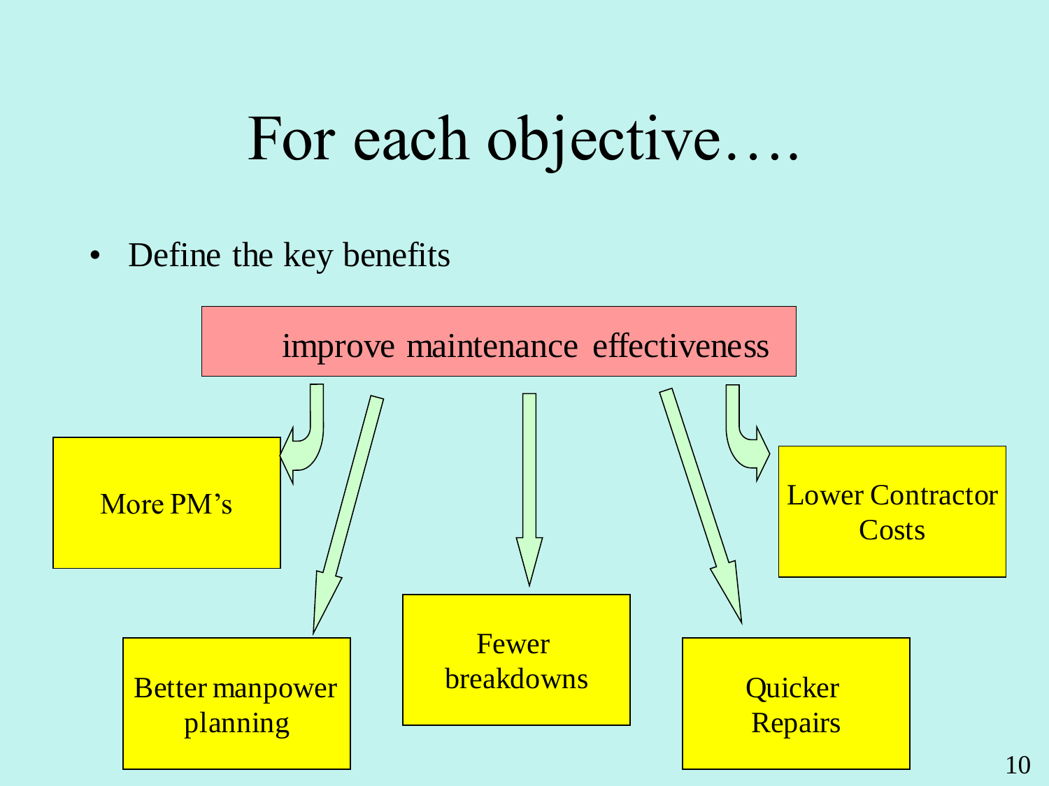# For each objective….

- Define the key benefits

improve maintenance effectiveness

- More PM's
- Better manpower planning
- Fewer breakdowns
- Quicker Repairs
- Lower Contractor Costs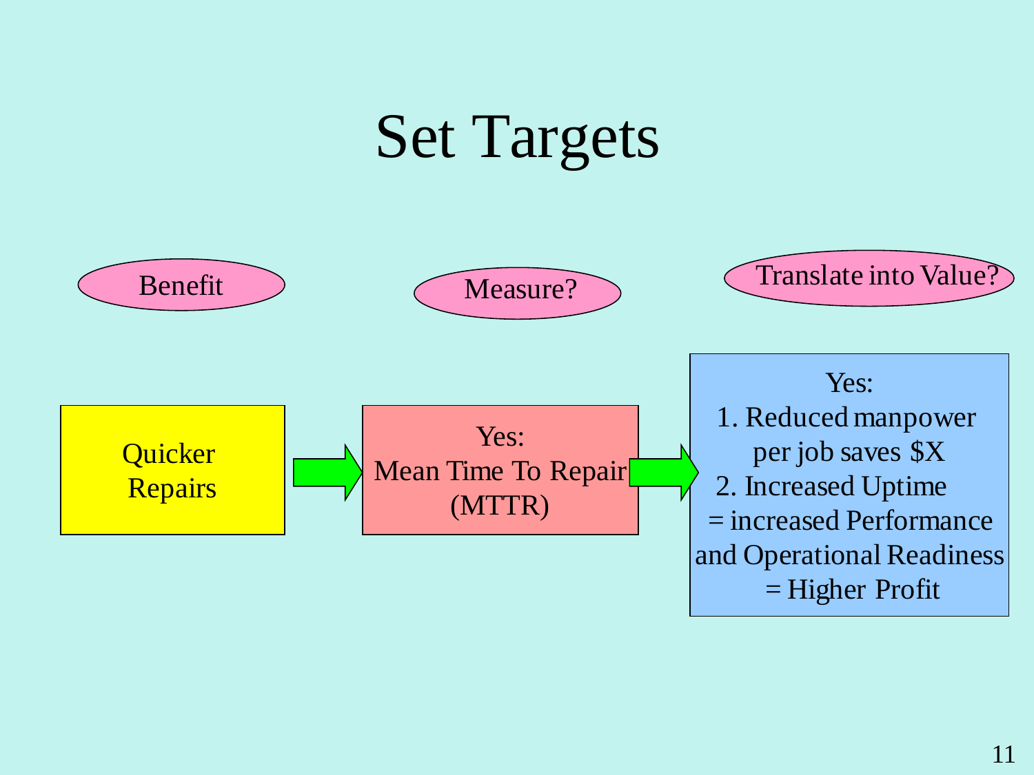# Set Targets

| Benefit | Measure? | Translate into Value? |
| --- | --- | --- |
| Quicker Repairs | Yes: Mean Time To Repair (MTTR) | Yes: 1. Reduced manpower per job saves $X 2. Increased Uptime = increased Performance and Operational Readiness = Higher Profit |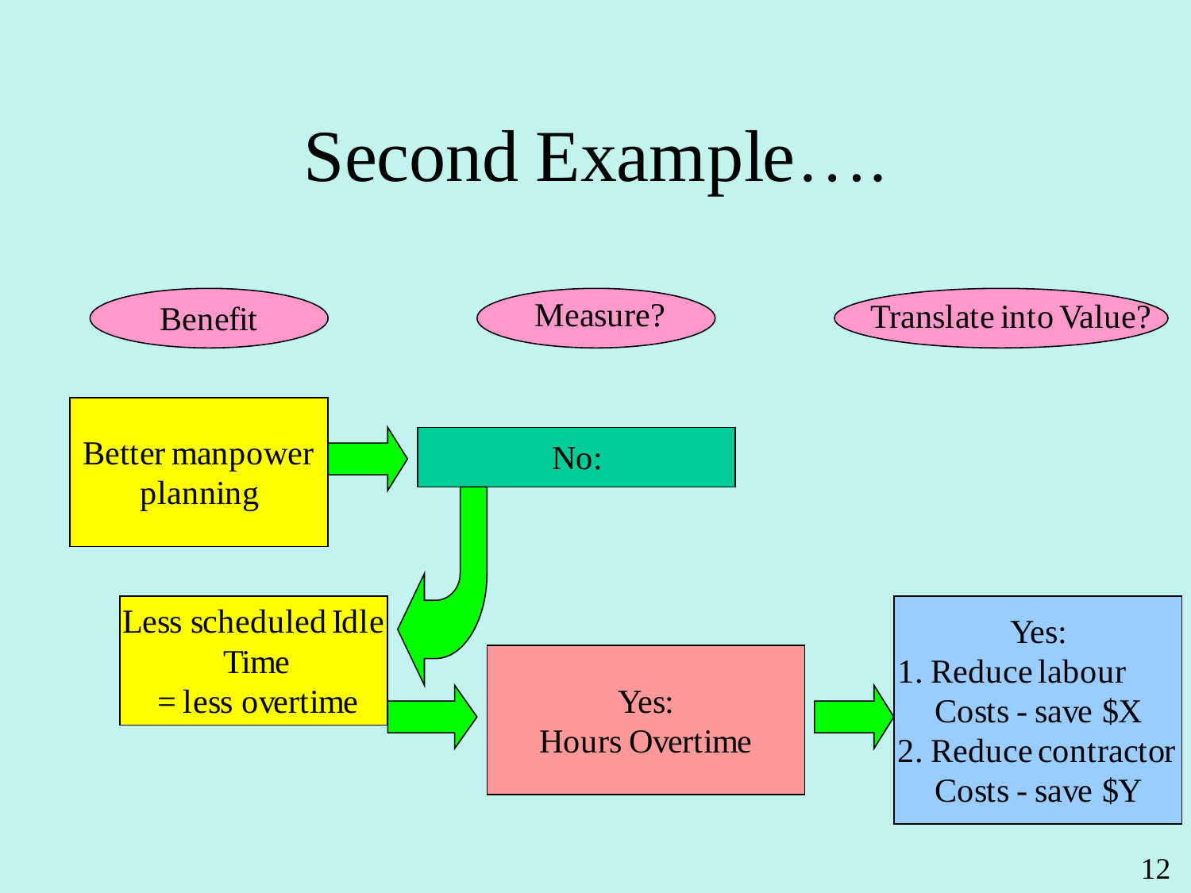# Second Example….

Benefit

Measure?

Translate into Value?

Better manpower planning

No:

Less scheduled Idle Time
= less overtime

Yes:
Hours Overtime

Yes:
1. Reduce labour Costs - save $X
2. Reduce contractor Costs - save $Y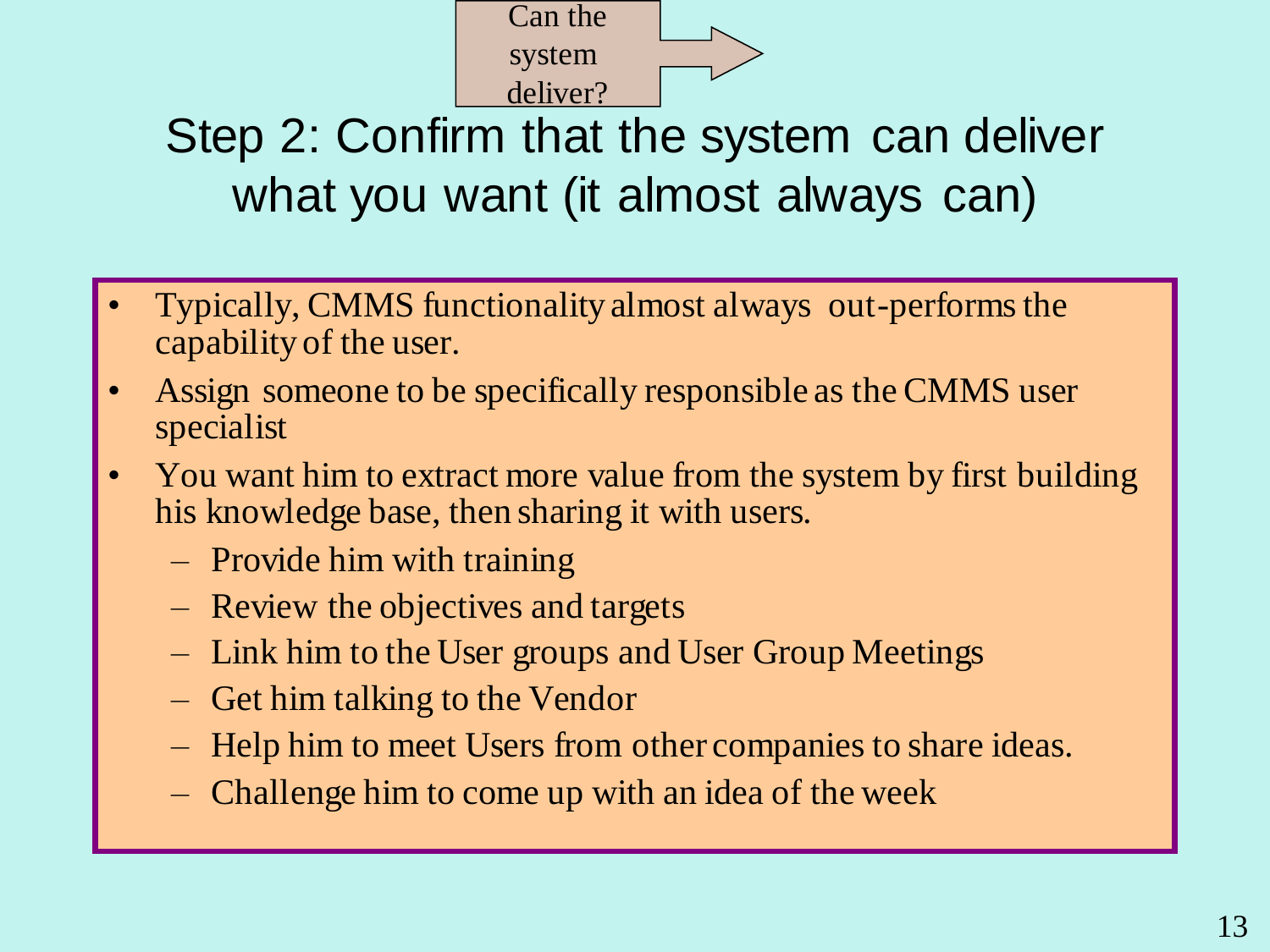Can the system deliver?

# Step 2: Confirm that the system can deliver what you want (it almost always can)

- Typically, CMMS functionality almost always out-performs the capability of the user.
- Assign someone to be specifically responsible as the CMMS user specialist
- You want him to extract more value from the system by first building his knowledge base, then sharing it with users.
  - Provide him with training
  - Review the objectives and targets
  - Link him to the User groups and User Group Meetings
  - Get him talking to the Vendor
  - Help him to meet Users from other companies to share ideas.
  - Challenge him to come up with an idea of the week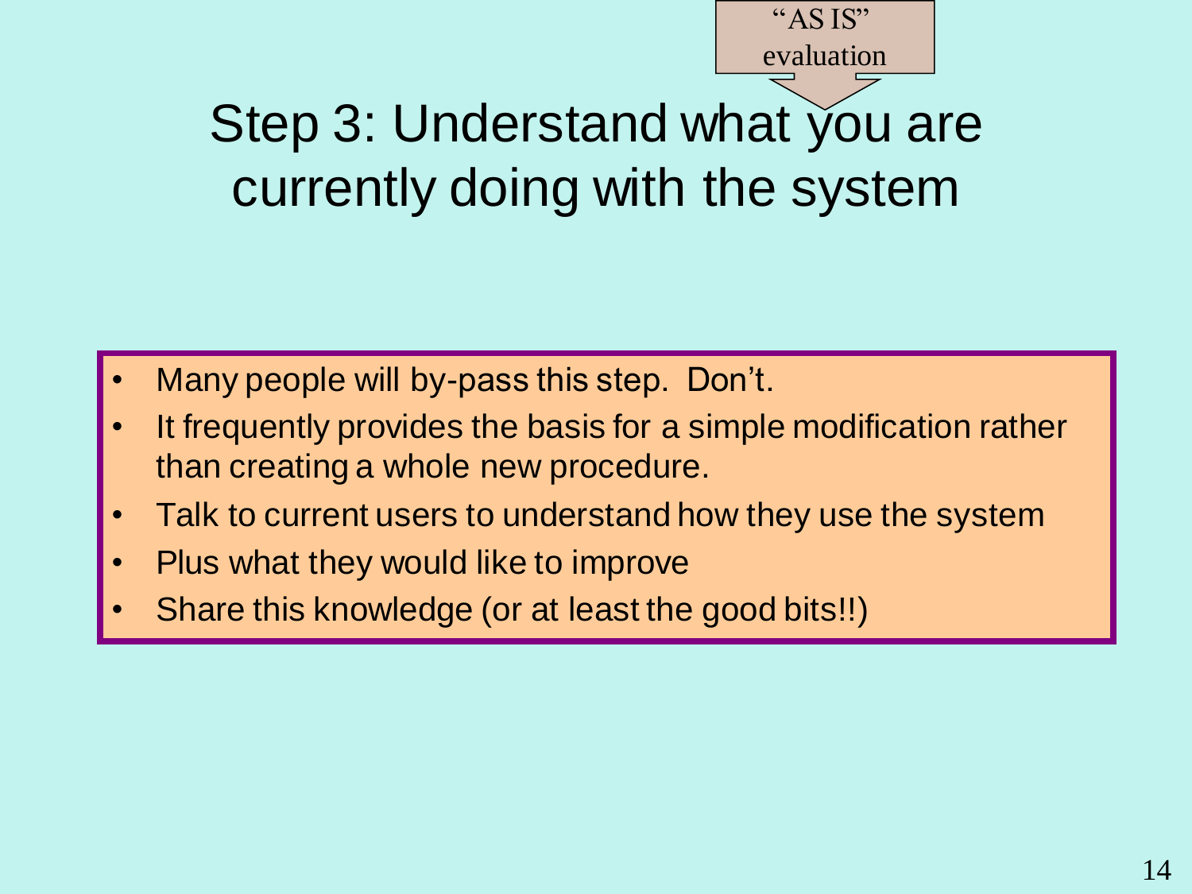“AS IS” evaluation

# Step 3: Understand what you are currently doing with the system

- Many people will by-pass this step. Don’t.
- It frequently provides the basis for a simple modification rather than creating a whole new procedure.
- Talk to current users to understand how they use the system
- Plus what they would like to improve
- Share this knowledge (or at least the good bits!!)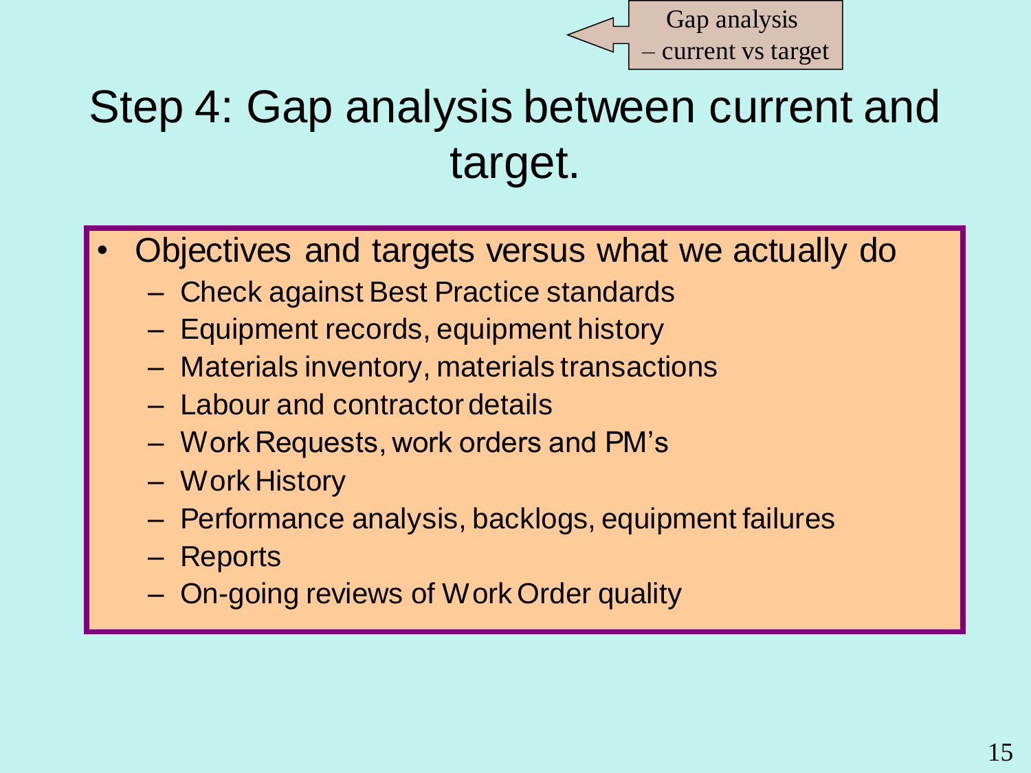Gap analysis – current vs target

# Step 4: Gap analysis between current and target.

- Objectives and targets versus what we actually do
  - Check against Best Practice standards
  - Equipment records, equipment history
  - Materials inventory, materials transactions
  - Labour and contractor details
  - Work Requests, work orders and PM's
  - Work History
  - Performance analysis, backlogs, equipment failures
  - Reports
  - On-going reviews of Work Order quality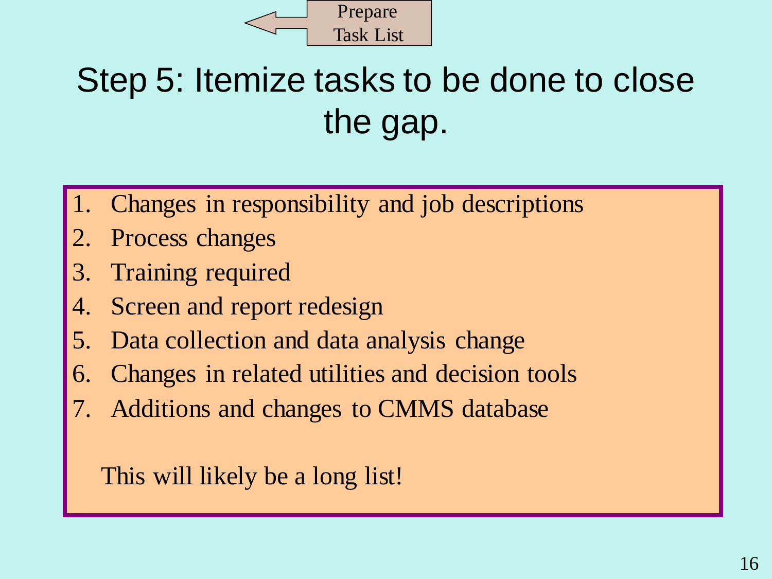Prepare Task List

# Step 5: Itemize tasks to be done to close the gap.

1. Changes in responsibility and job descriptions
2. Process changes
3. Training required
4. Screen and report redesign
5. Data collection and data analysis change
6. Changes in related utilities and decision tools
7. Additions and changes to CMMS database

This will likely be a long list!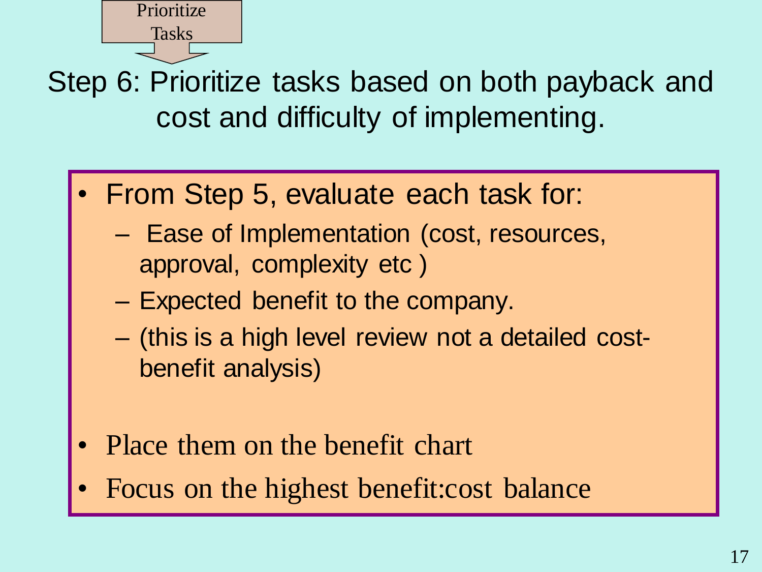Prioritize Tasks

# Step 6: Prioritize tasks based on both payback and cost and difficulty of implementing.

- From Step 5, evaluate each task for:
  - Ease of Implementation (cost, resources, approval, complexity etc )
  - Expected benefit to the company.
  - (this is a high level review not a detailed cost-benefit analysis)

- Place them on the benefit chart
- Focus on the highest benefit:cost balance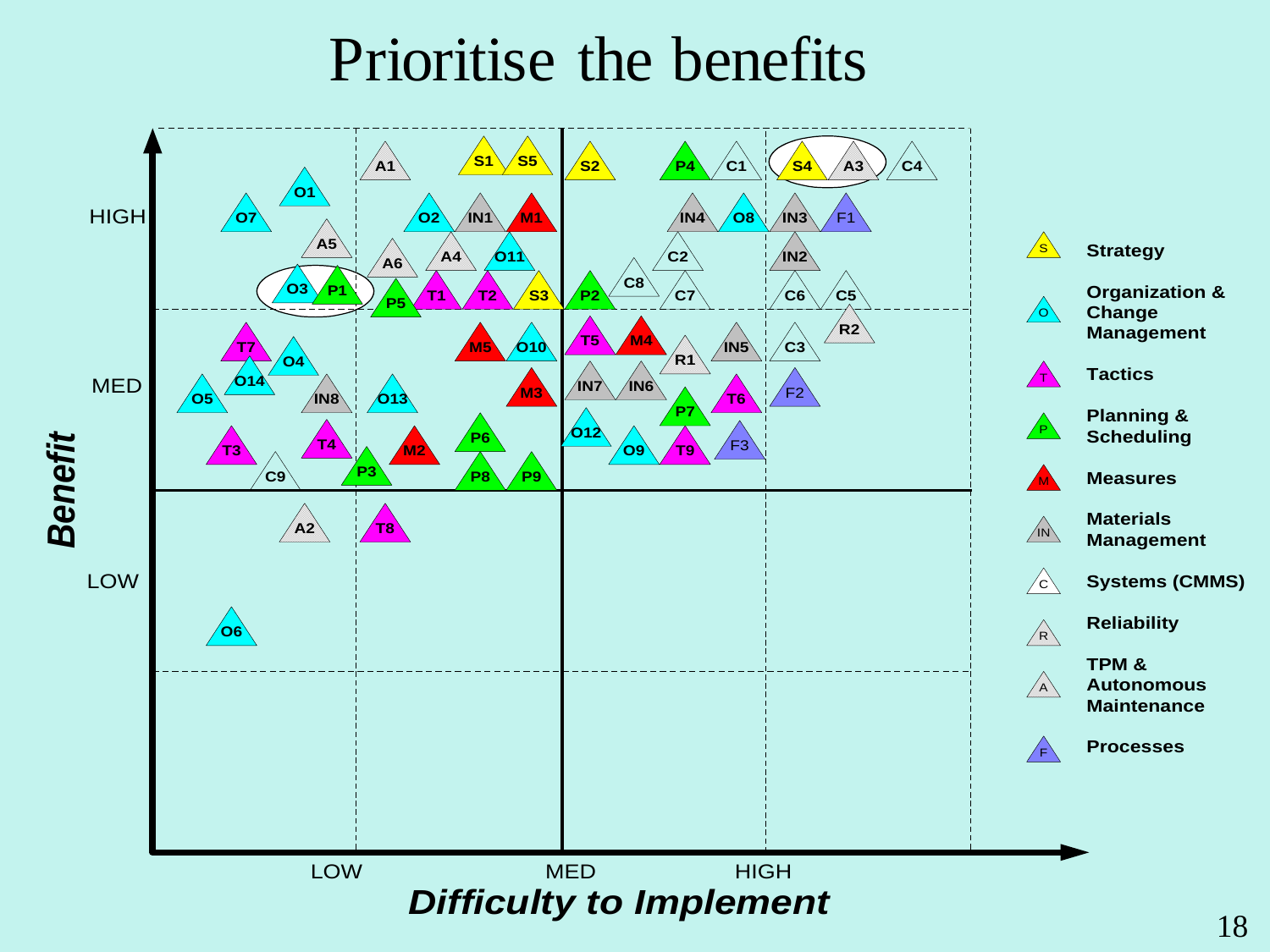# Prioritise the benefits

**Benefit** (vertical axis: LOW, MED, HIGH)

***Difficulty to Implement*** (horizontal axis: LOW, MED, HIGH)

| Benefit \ Difficulty | LOW | MED | HIGH |
|---|---|---|---|
| HIGH | A1, S1, S5, O1, O7, O2, IN1, M1, A5, A6, A4, O11, O3, P1, P5, T1, T2, S3 | S2, P4, C1, S4, A3, C4, IN4, O8, IN3, F1, C2, IN2, C8, P2, C7, C6, C5 | |
| MED | T7, O4, O14, O5, IN8, O13, M5, O10, M3, T3, T4, M2, P6, C9, P3, P8, P9 | T5, M4, R1, IN5, C3, R2, IN7, IN6, T6, F2, P7, O12, O9, T9, F3 | |
| LOW | A2, T8, O6 | | |

**Legend:**

- S – Strategy
- O – Organization & Change Management
- T – Tactics
- P – Planning & Scheduling
- M – Measures
- IN – Materials Management
- C – Systems (CMMS)
- R – Reliability
- A – TPM & Autonomous Maintenance
- F – Processes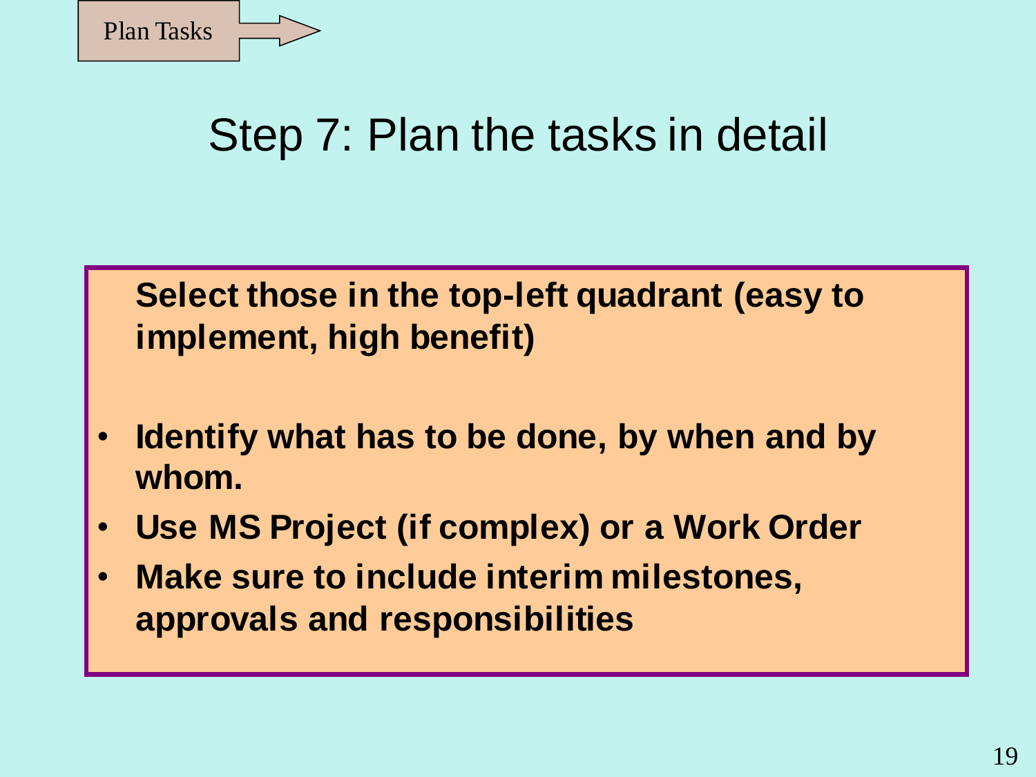Plan Tasks

# Step 7: Plan the tasks in detail

**Select those in the top-left quadrant (easy to implement, high benefit)**

- **Identify what has to be done, by when and by whom.**
- **Use MS Project (if complex) or a Work Order**
- **Make sure to include interim milestones, approvals and responsibilities**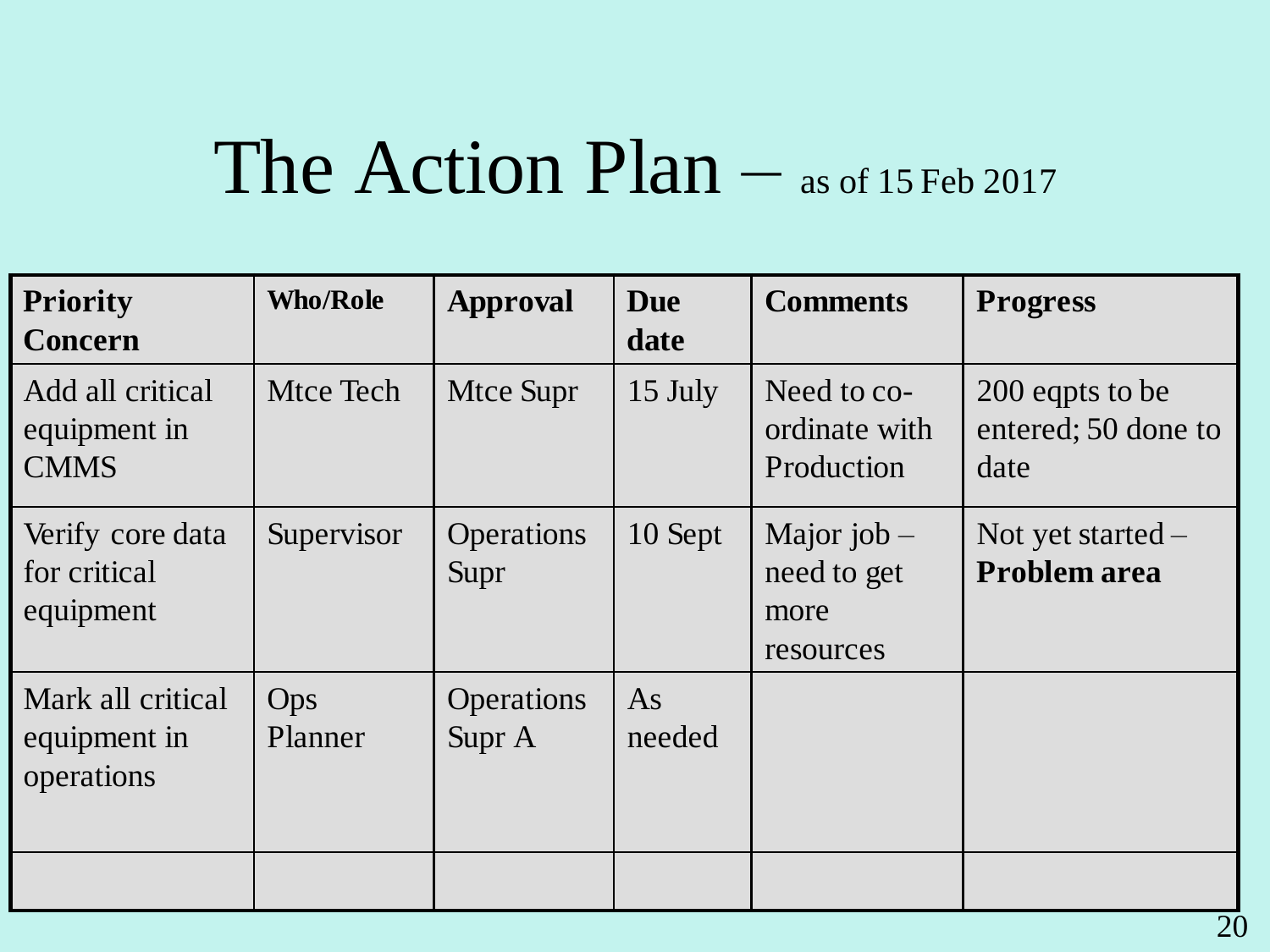# The Action Plan – as of 15 Feb 2017

| Priority Concern | Who/Role | Approval | Due date | Comments | Progress |
|---|---|---|---|---|---|
| Add all critical equipment in CMMS | Mtce Tech | Mtce Supr | 15 July | Need to co-ordinate with Production | 200 eqpts to be entered; 50 done to date |
| Verify core data for critical equipment | Supervisor | Operations Supr | 10 Sept | Major job – need to get more resources | Not yet started – **Problem area** |
| Mark all critical equipment in operations | Ops Planner | Operations Supr A | As needed | | |
| | | | | | |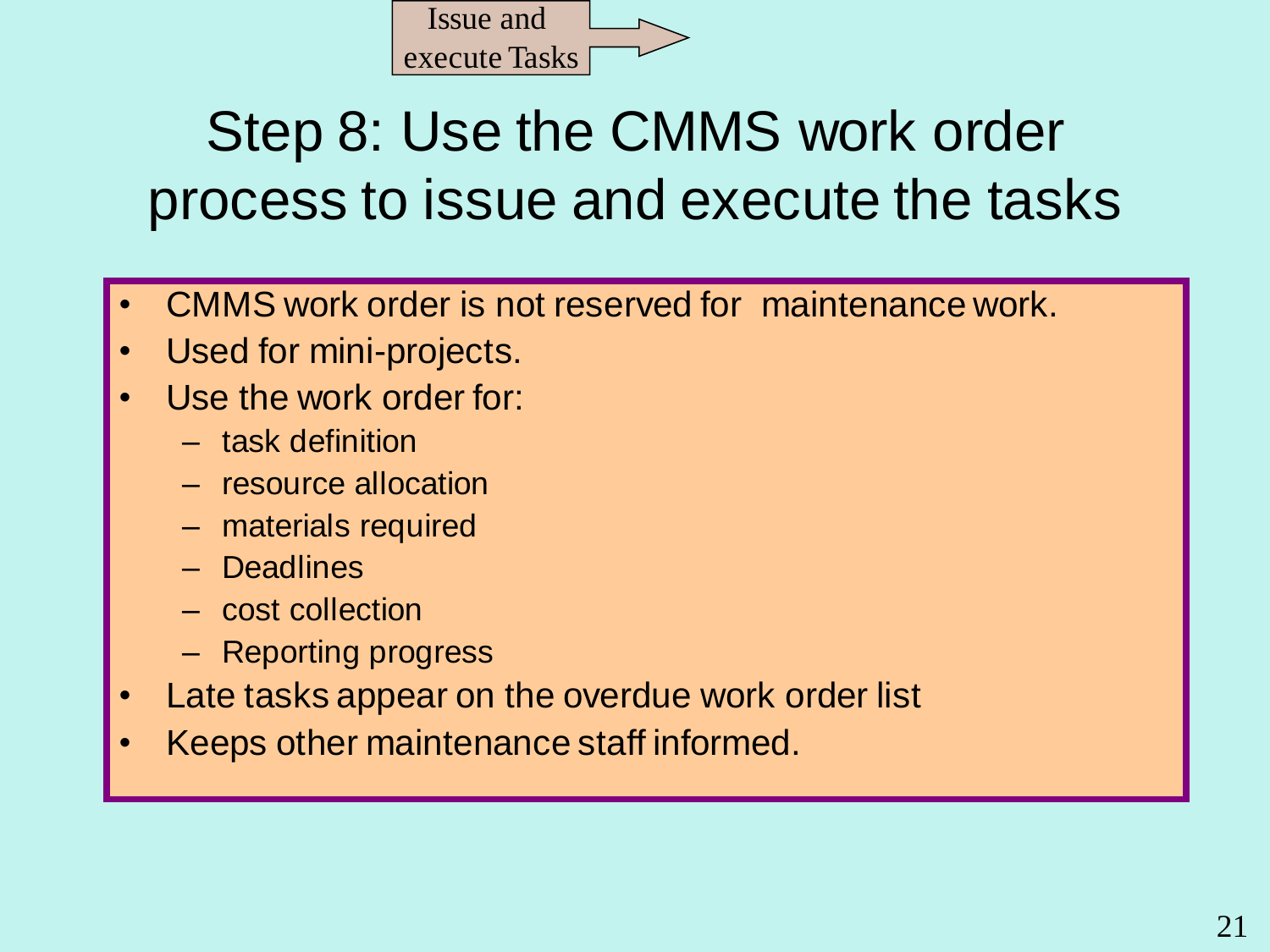Issue and execute Tasks

# Step 8: Use the CMMS work order process to issue and execute the tasks

- CMMS work order is not reserved for maintenance work.
- Used for mini-projects.
- Use the work order for:
  - task definition
  - resource allocation
  - materials required
  - Deadlines
  - cost collection
  - Reporting progress
- Late tasks appear on the overdue work order list
- Keeps other maintenance staff informed.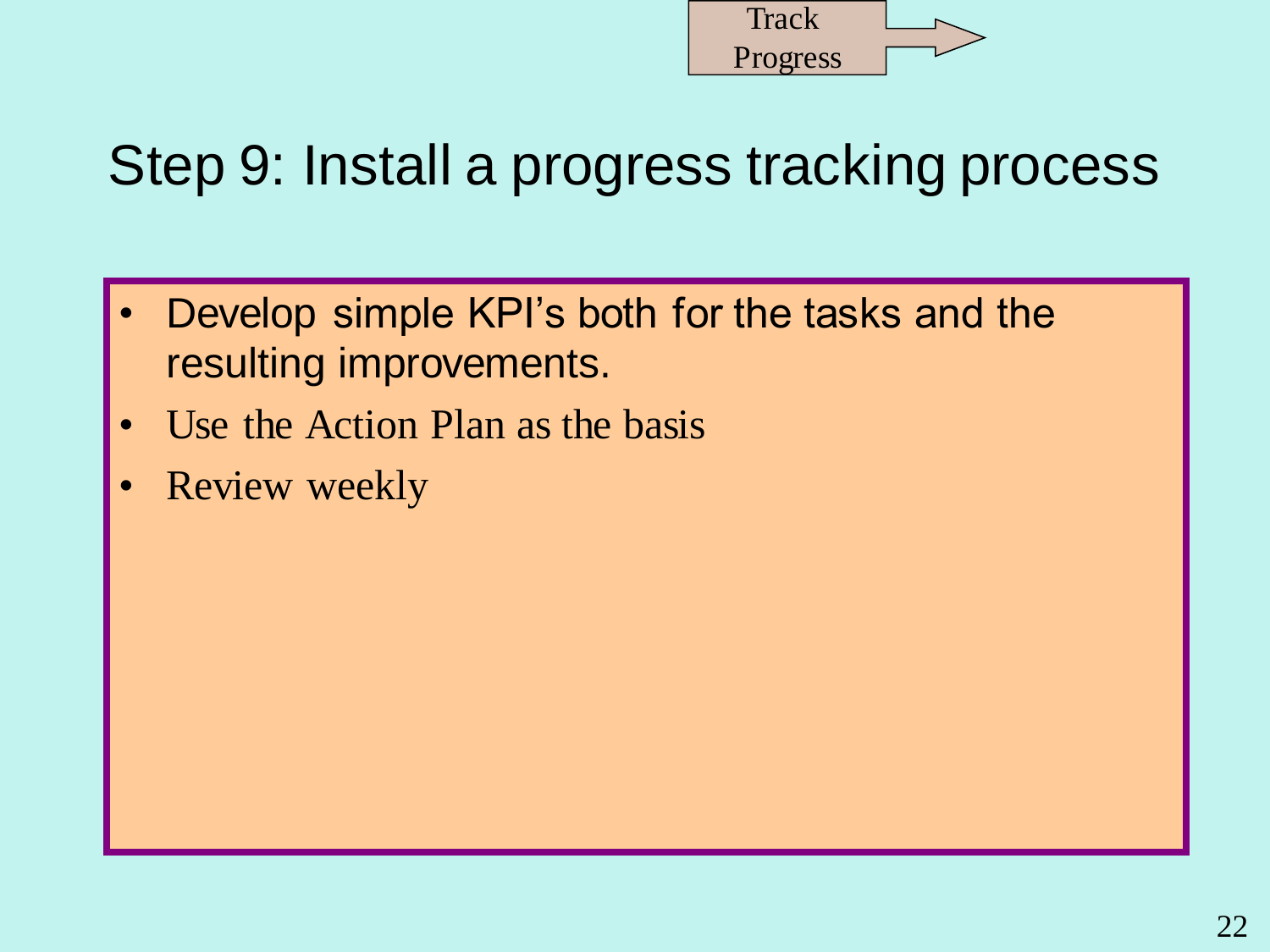Track Progress

# Step 9: Install a progress tracking process

- Develop simple KPI's both for the tasks and the resulting improvements.
- Use the Action Plan as the basis
- Review weekly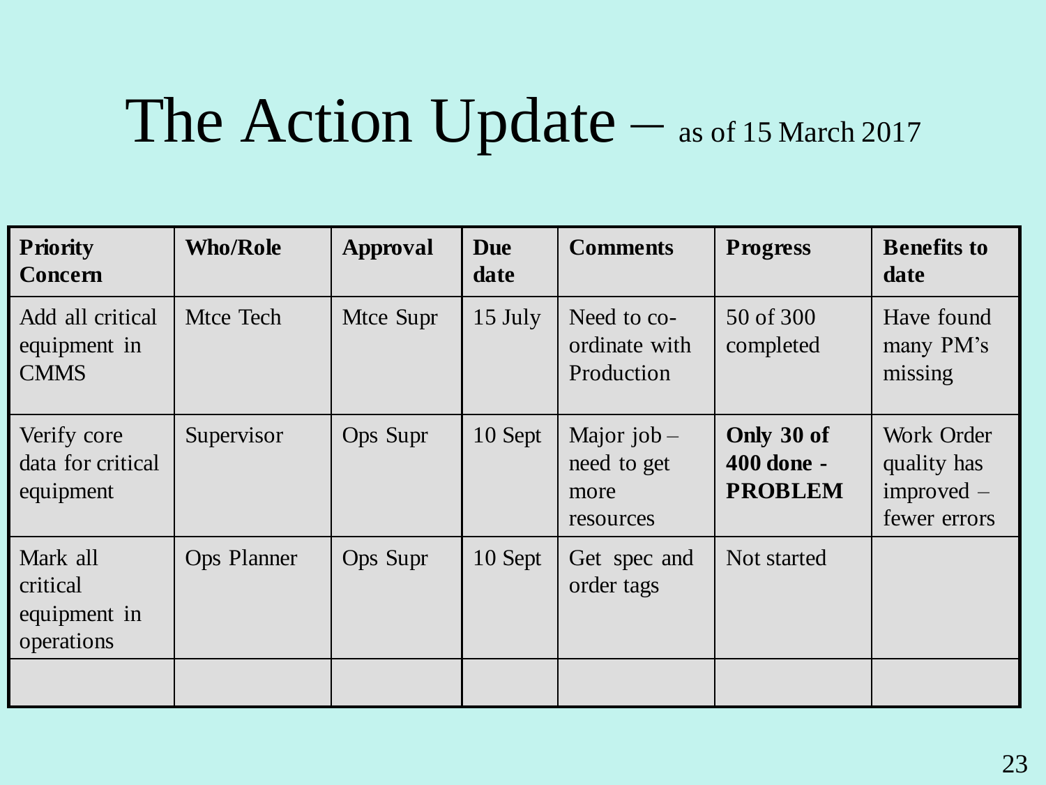# The Action Update – as of 15 March 2017

| Priority Concern | Who/Role | Approval | Due date | Comments | Progress | Benefits to date |
|---|---|---|---|---|---|---|
| Add all critical equipment in CMMS | Mtce Tech | Mtce Supr | 15 July | Need to co-ordinate with Production | 50 of 300 completed | Have found many PM's missing |
| Verify core data for critical equipment | Supervisor | Ops Supr | 10 Sept | Major job – need to get more resources | **Only 30 of 400 done - PROBLEM** | Work Order quality has improved – fewer errors |
| Mark all critical equipment in operations | Ops Planner | Ops Supr | 10 Sept | Get spec and order tags | Not started | |
| | | | | | | |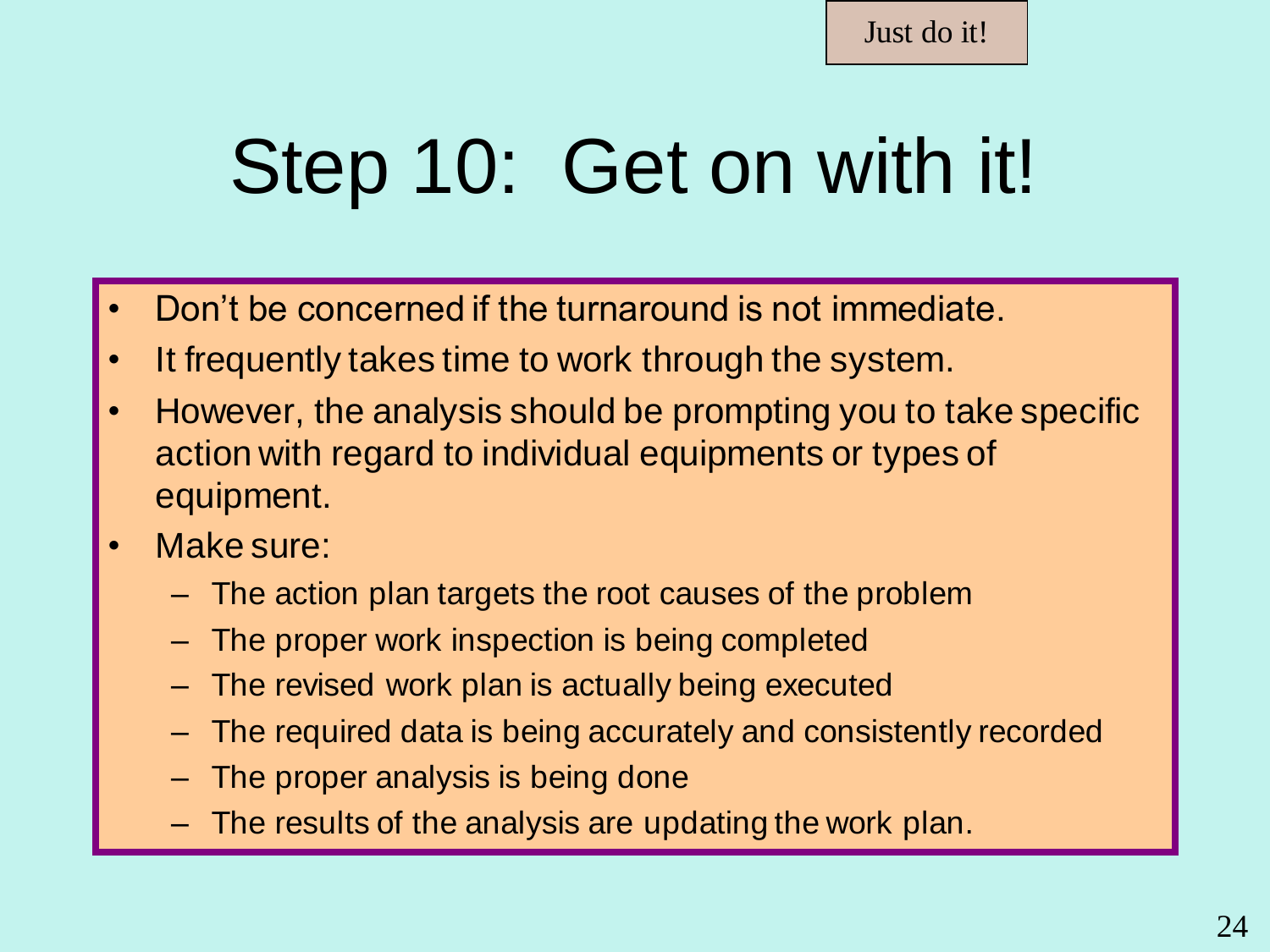Just do it!

# Step 10: Get on with it!

- Don't be concerned if the turnaround is not immediate.
- It frequently takes time to work through the system.
- However, the analysis should be prompting you to take specific action with regard to individual equipments or types of equipment.
- Make sure:
  - The action plan targets the root causes of the problem
  - The proper work inspection is being completed
  - The revised work plan is actually being executed
  - The required data is being accurately and consistently recorded
  - The proper analysis is being done
  - The results of the analysis are updating the work plan.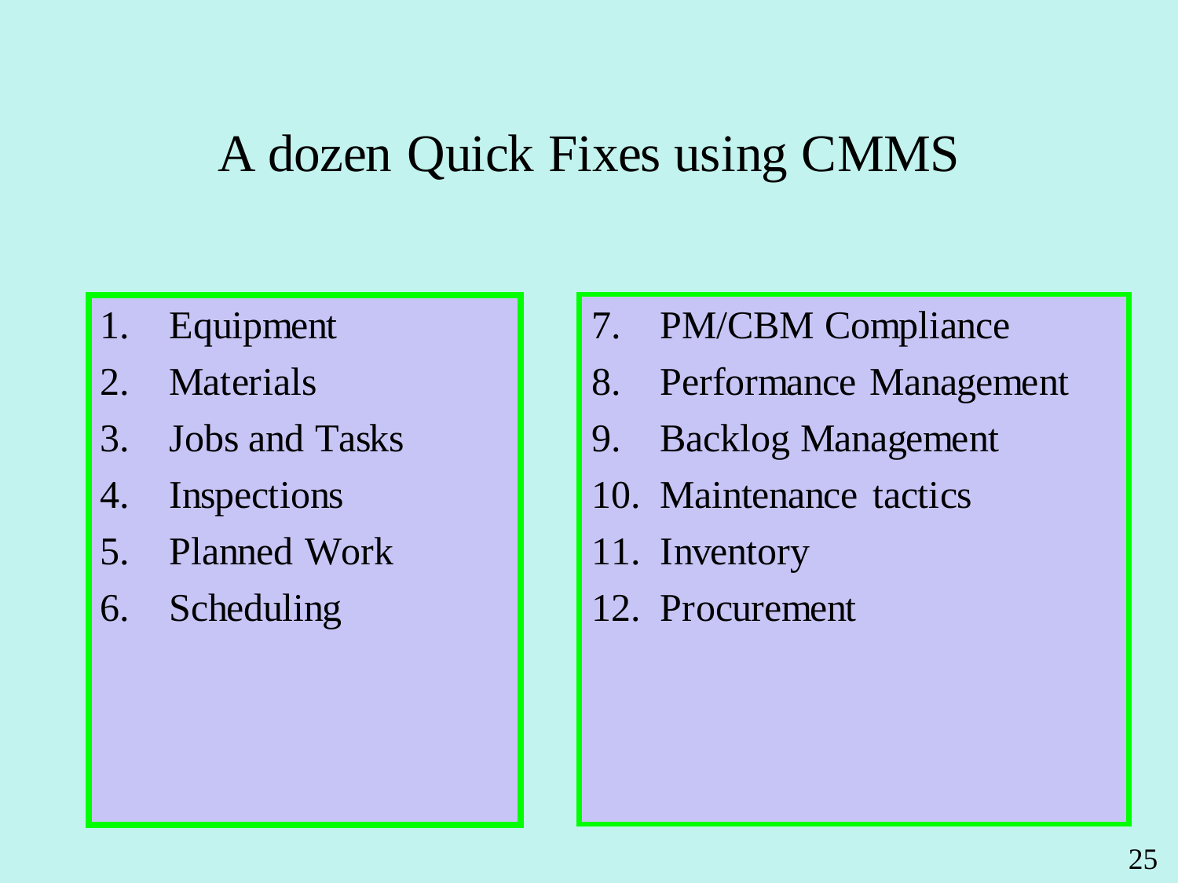# A dozen Quick Fixes using CMMS

1. Equipment
2. Materials
3. Jobs and Tasks
4. Inspections
5. Planned Work
6. Scheduling
7. PM/CBM Compliance
8. Performance Management
9. Backlog Management
10. Maintenance tactics
11. Inventory
12. Procurement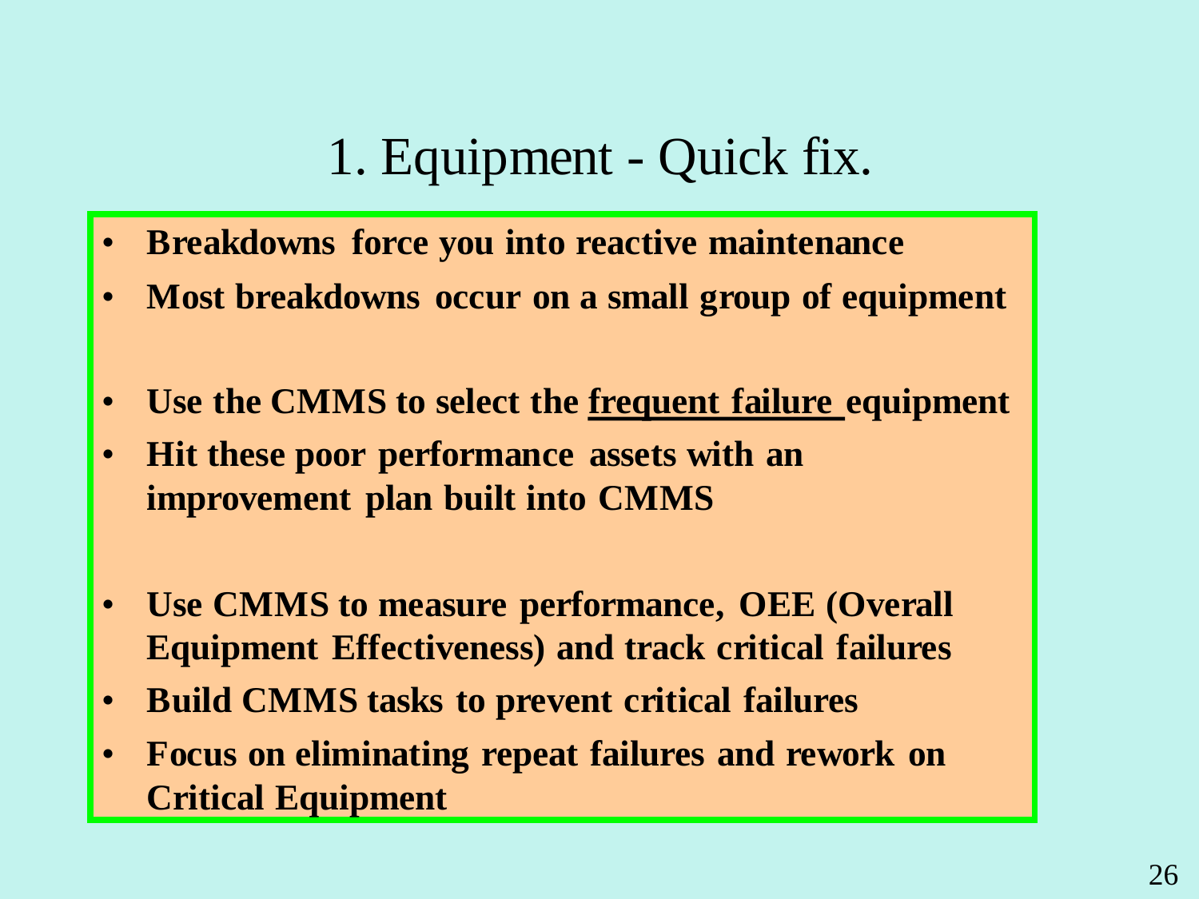# 1. Equipment - Quick fix.

- **Breakdowns force you into reactive maintenance**
- **Most breakdowns occur on a small group of equipment**

- **Use the CMMS to select the <u>frequent failure</u> equipment**
- **Hit these poor performance assets with an improvement plan built into CMMS**

- **Use CMMS to measure performance, OEE (Overall Equipment Effectiveness) and track critical failures**
- **Build CMMS tasks to prevent critical failures**
- **Focus on eliminating repeat failures and rework on Critical Equipment**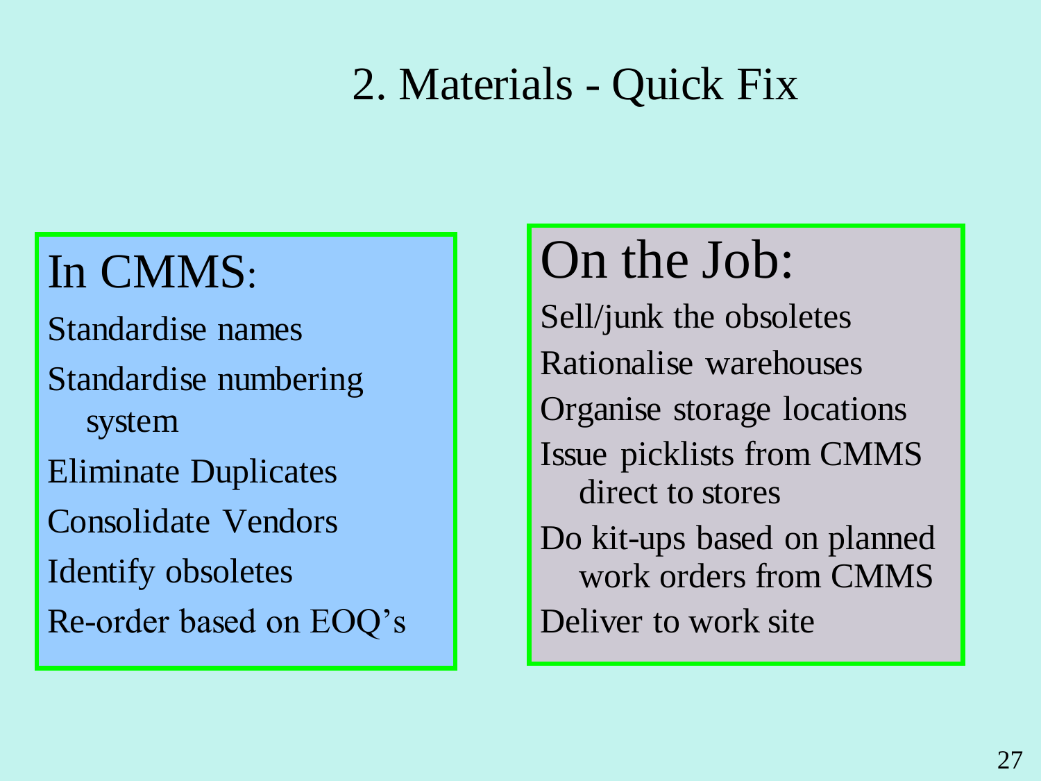# 2. Materials - Quick Fix

## In CMMS:

- Standardise names
- Standardise numbering system
- Eliminate Duplicates
- Consolidate Vendors
- Identify obsoletes
- Re-order based on EOQ's

## On the Job:

- Sell/junk the obsoletes
- Rationalise warehouses
- Organise storage locations
- Issue picklists from CMMS direct to stores
- Do kit-ups based on planned work orders from CMMS
- Deliver to work site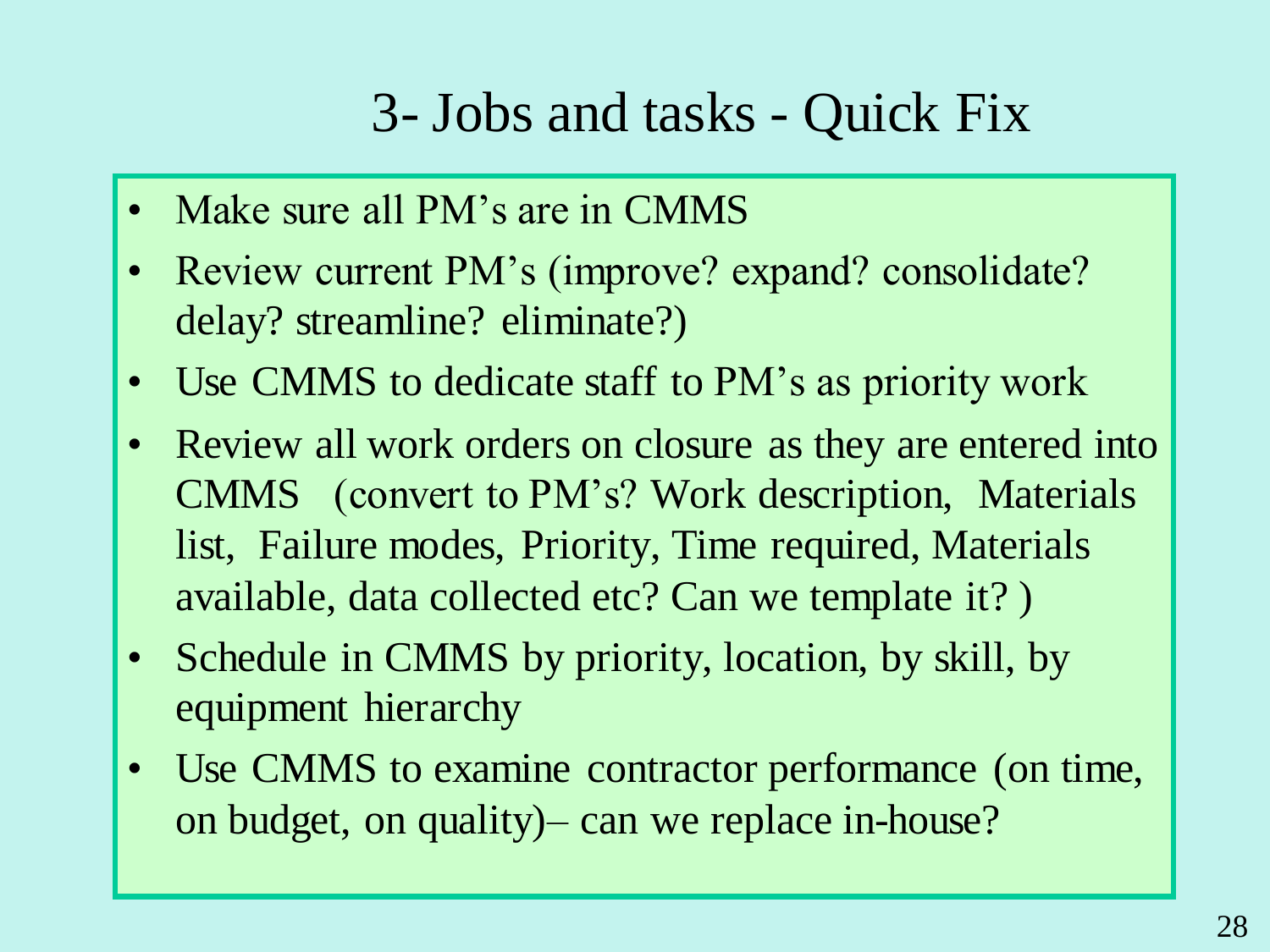# 3- Jobs and tasks - Quick Fix

- Make sure all PM's are in CMMS
- Review current PM's (improve? expand? consolidate? delay? streamline? eliminate?)
- Use CMMS to dedicate staff to PM's as priority work
- Review all work orders on closure as they are entered into CMMS (convert to PM's? Work description, Materials list, Failure modes, Priority, Time required, Materials available, data collected etc? Can we template it? )
- Schedule in CMMS by priority, location, by skill, by equipment hierarchy
- Use CMMS to examine contractor performance (on time, on budget, on quality)– can we replace in-house?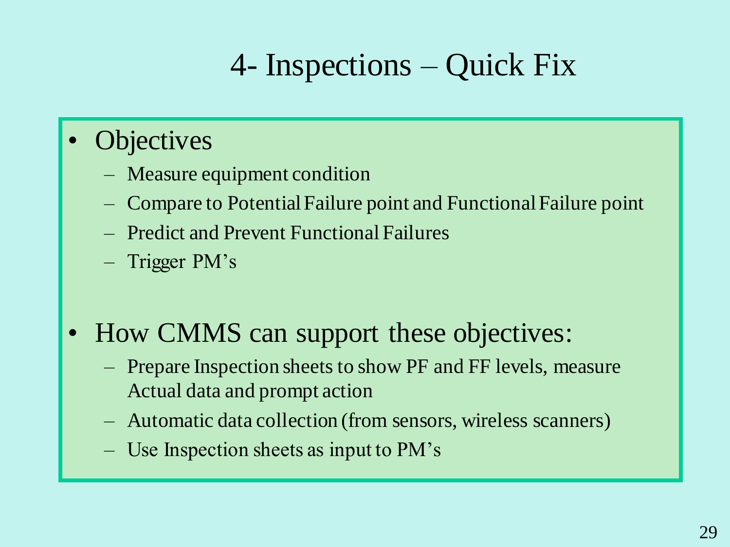# 4- Inspections – Quick Fix

- Objectives
  - Measure equipment condition
  - Compare to Potential Failure point and Functional Failure point
  - Predict and Prevent Functional Failures
  - Trigger PM's

- How CMMS can support these objectives:
  - Prepare Inspection sheets to show PF and FF levels, measure Actual data and prompt action
  - Automatic data collection (from sensors, wireless scanners)
  - Use Inspection sheets as input to PM's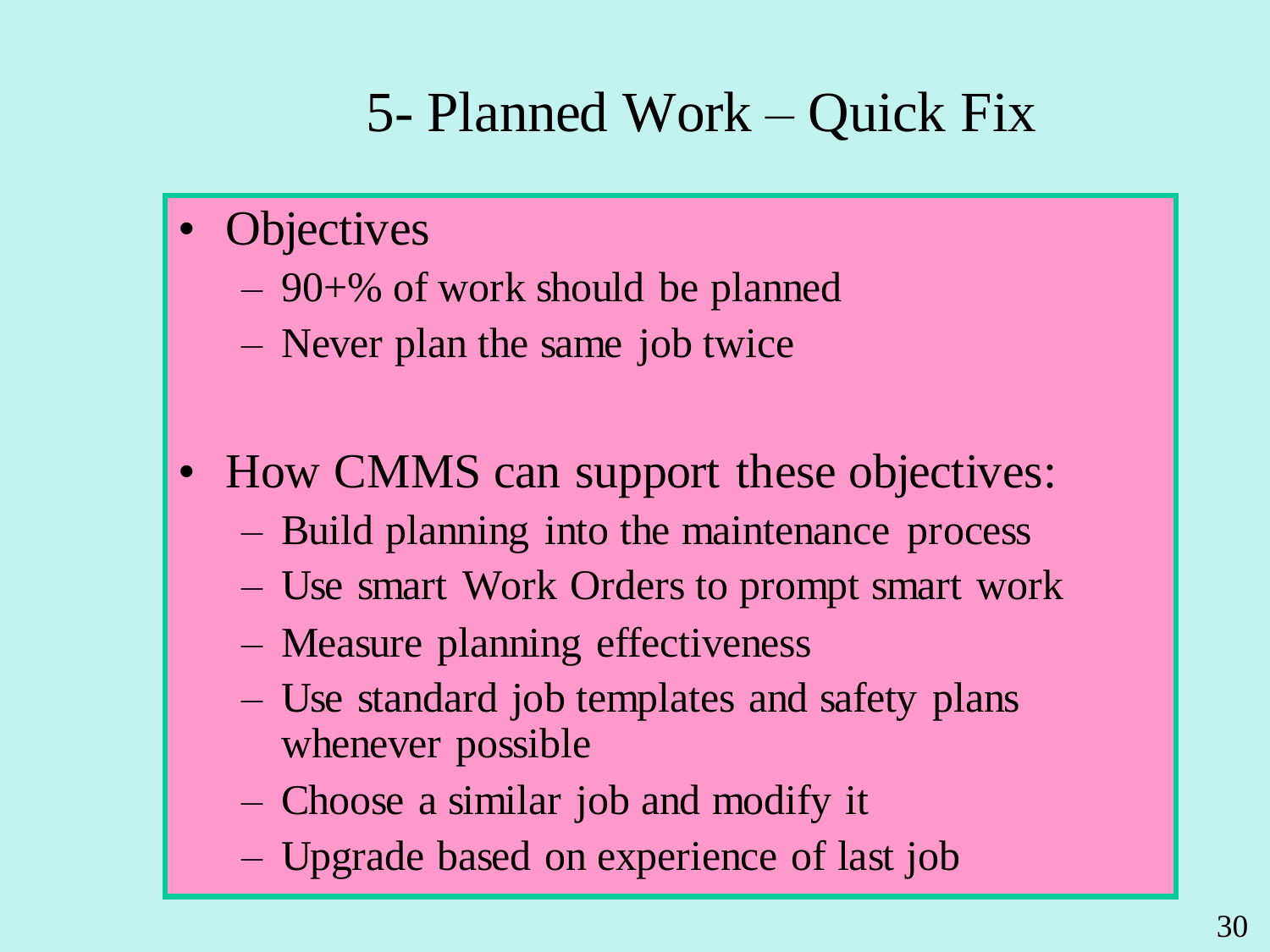# 5- Planned Work – Quick Fix

- Objectives
  - 90+% of work should be planned
  - Never plan the same job twice

- How CMMS can support these objectives:
  - Build planning into the maintenance process
  - Use smart Work Orders to prompt smart work
  - Measure planning effectiveness
  - Use standard job templates and safety plans whenever possible
  - Choose a similar job and modify it
  - Upgrade based on experience of last job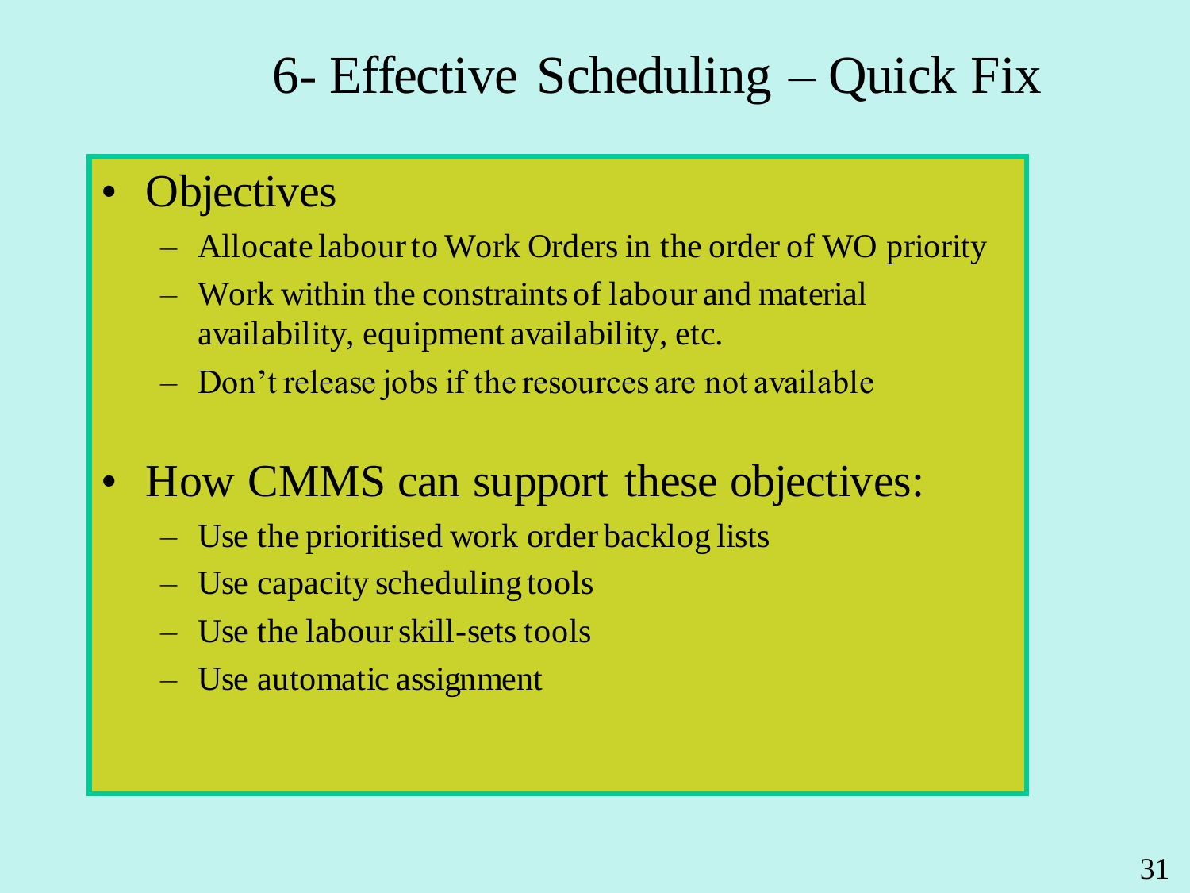# 6- Effective Scheduling – Quick Fix

- Objectives
  - Allocate labour to Work Orders in the order of WO priority
  - Work within the constraints of labour and material availability, equipment availability, etc.
  - Don't release jobs if the resources are not available

- How CMMS can support these objectives:
  - Use the prioritised work order backlog lists
  - Use capacity scheduling tools
  - Use the labour skill-sets tools
  - Use automatic assignment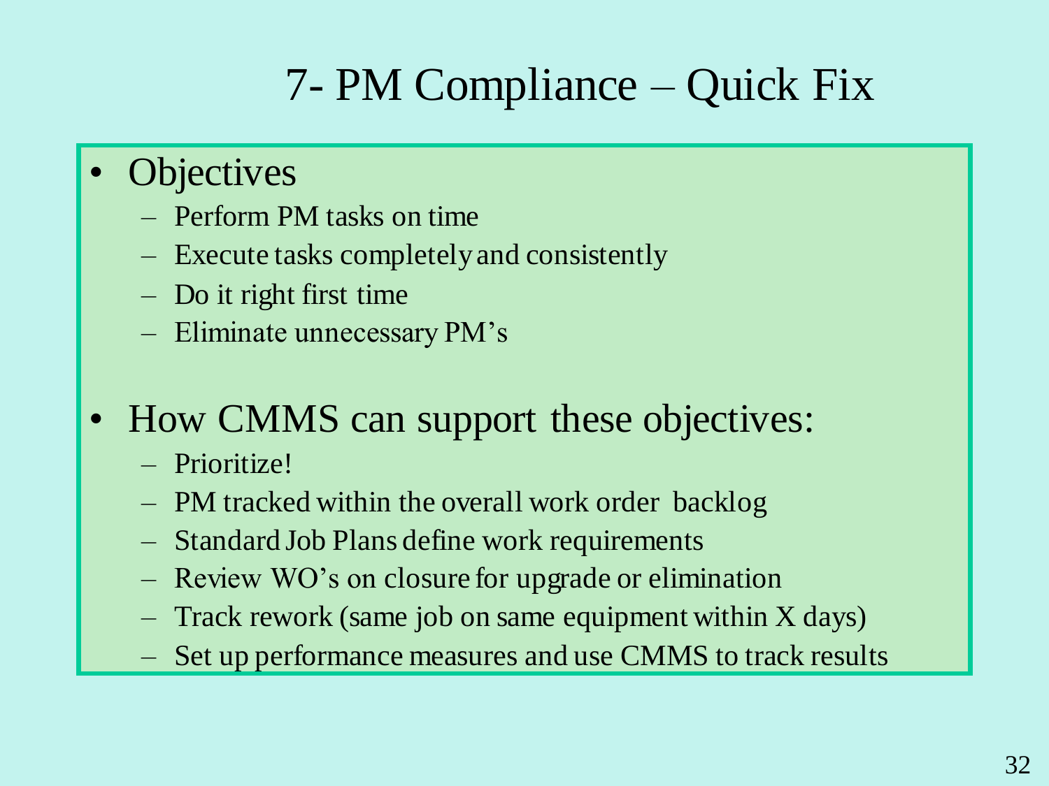# 7- PM Compliance – Quick Fix

- Objectives
  - Perform PM tasks on time
  - Execute tasks completely and consistently
  - Do it right first time
  - Eliminate unnecessary PM's

- How CMMS can support these objectives:
  - Prioritize!
  - PM tracked within the overall work order backlog
  - Standard Job Plans define work requirements
  - Review WO's on closure for upgrade or elimination
  - Track rework (same job on same equipment within X days)
  - Set up performance measures and use CMMS to track results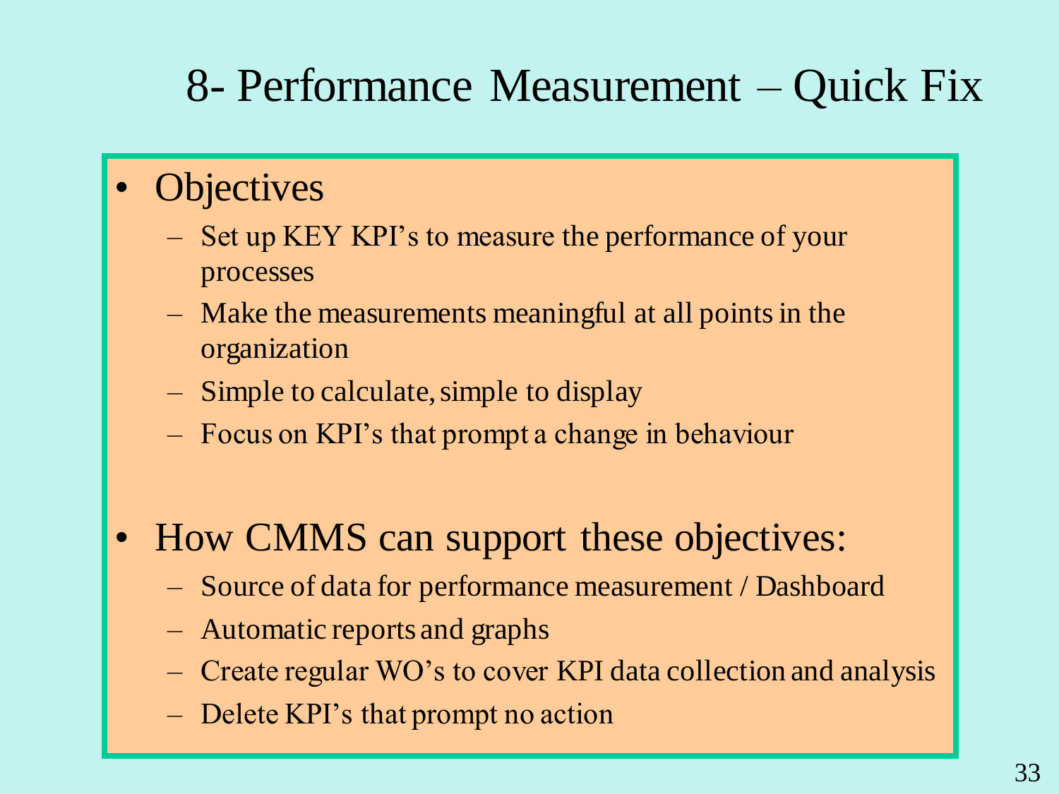# 8- Performance Measurement – Quick Fix

- Objectives
  - Set up KEY KPI's to measure the performance of your processes
  - Make the measurements meaningful at all points in the organization
  - Simple to calculate, simple to display
  - Focus on KPI's that prompt a change in behaviour

- How CMMS can support these objectives:
  - Source of data for performance measurement / Dashboard
  - Automatic reports and graphs
  - Create regular WO's to cover KPI data collection and analysis
  - Delete KPI's that prompt no action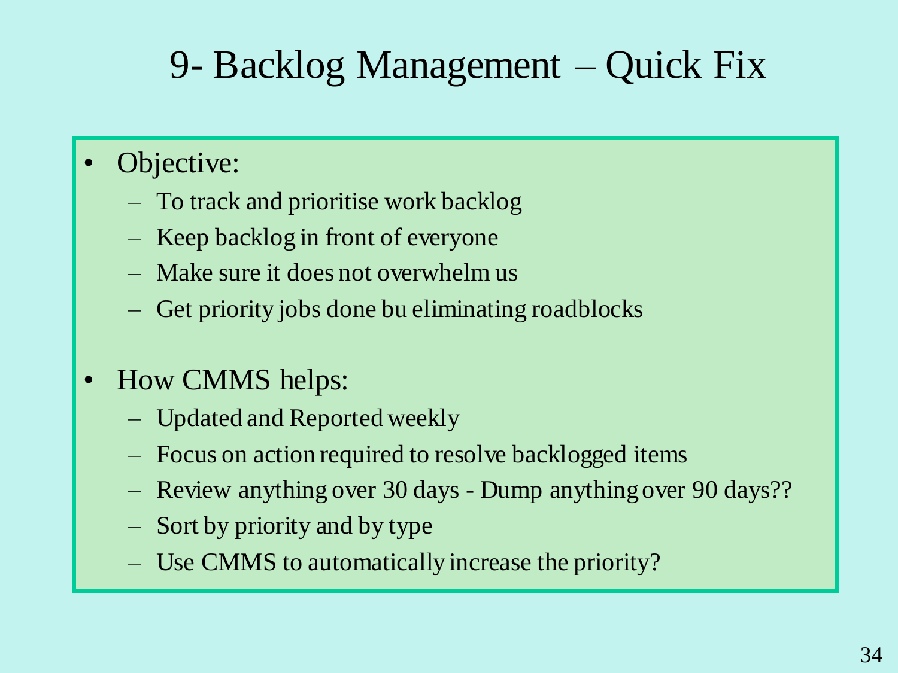# 9- Backlog Management – Quick Fix

- Objective:
  - To track and prioritise work backlog
  - Keep backlog in front of everyone
  - Make sure it does not overwhelm us
  - Get priority jobs done bu eliminating roadblocks

- How CMMS helps:
  - Updated and Reported weekly
  - Focus on action required to resolve backlogged items
  - Review anything over 30 days - Dump anything over 90 days??
  - Sort by priority and by type
  - Use CMMS to automatically increase the priority?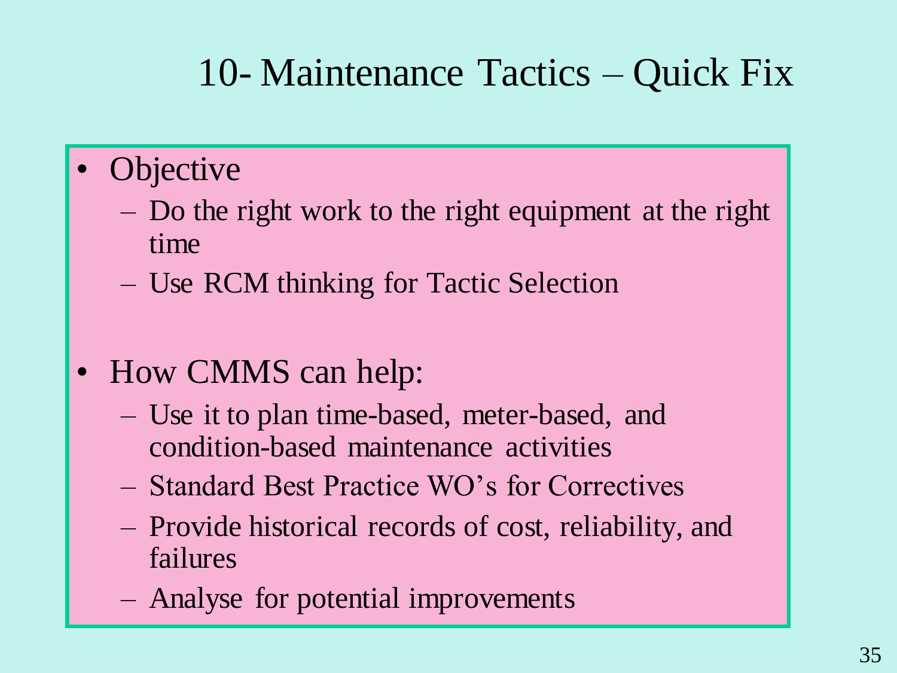# 10- Maintenance Tactics – Quick Fix

- Objective
  - Do the right work to the right equipment at the right time
  - Use RCM thinking for Tactic Selection

- How CMMS can help:
  - Use it to plan time-based, meter-based, and condition-based maintenance activities
  - Standard Best Practice WO's for Correctives
  - Provide historical records of cost, reliability, and failures
  - Analyse for potential improvements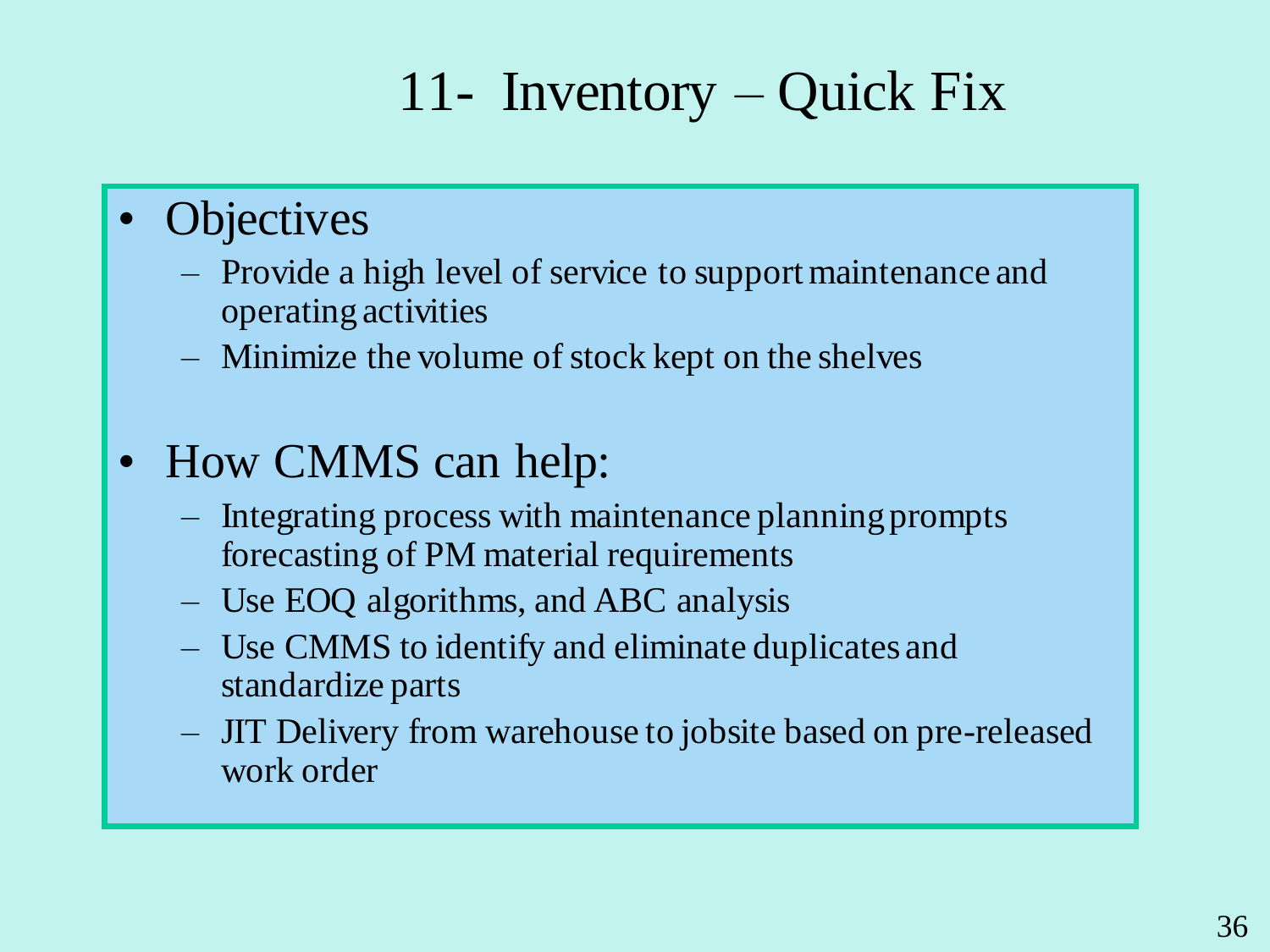# 11- Inventory – Quick Fix

- Objectives
  - Provide a high level of service to support maintenance and operating activities
  - Minimize the volume of stock kept on the shelves

- How CMMS can help:
  - Integrating process with maintenance planning prompts forecasting of PM material requirements
  - Use EOQ algorithms, and ABC analysis
  - Use CMMS to identify and eliminate duplicates and standardize parts
  - JIT Delivery from warehouse to jobsite based on pre-released work order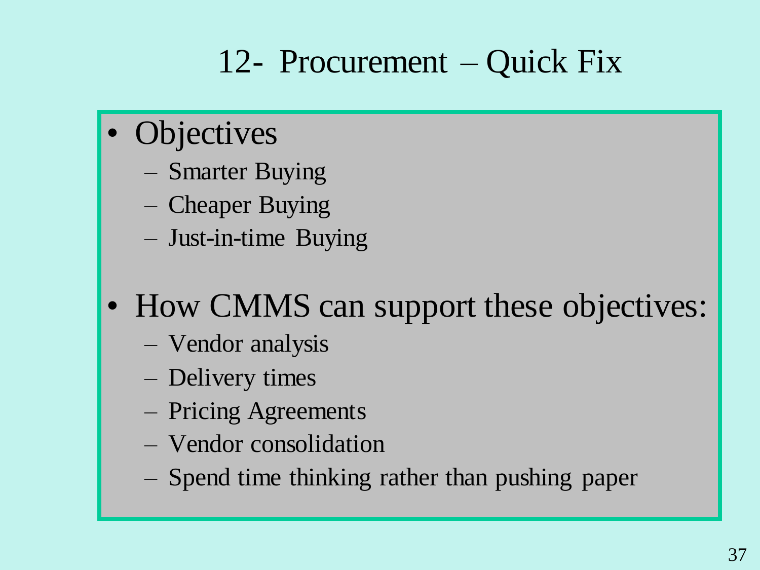# 12- Procurement – Quick Fix

- Objectives
  - Smarter Buying
  - Cheaper Buying
  - Just-in-time Buying
- How CMMS can support these objectives:
  - Vendor analysis
  - Delivery times
  - Pricing Agreements
  - Vendor consolidation
  - Spend time thinking rather than pushing paper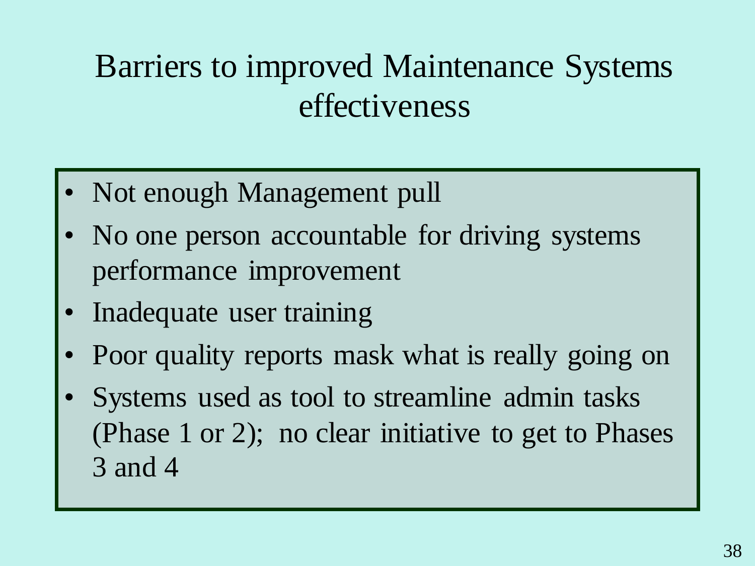# Barriers to improved Maintenance Systems effectiveness

- Not enough Management pull
- No one person accountable for driving systems performance improvement
- Inadequate user training
- Poor quality reports mask what is really going on
- Systems used as tool to streamline admin tasks (Phase 1 or 2); no clear initiative to get to Phases 3 and 4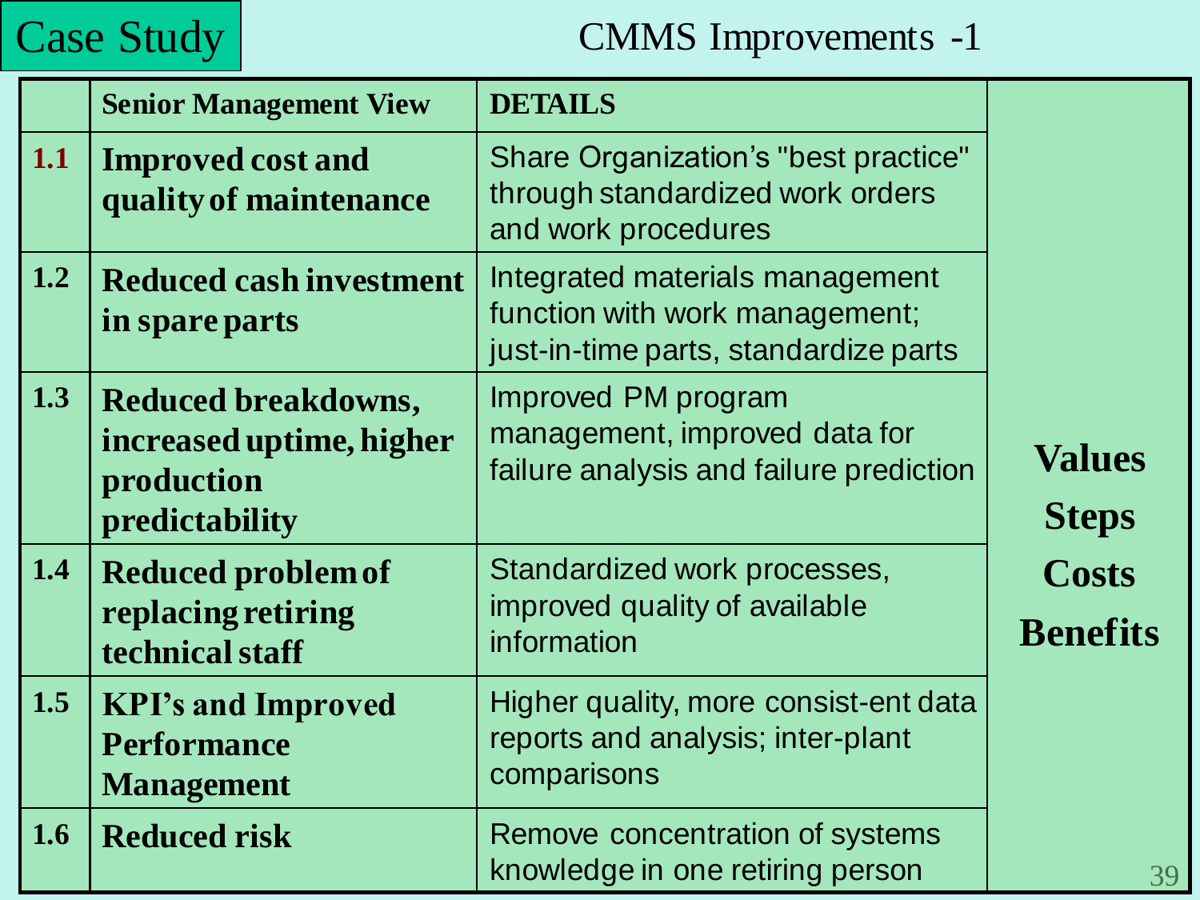Case Study

# CMMS Improvements -1

| | Senior Management View | DETAILS | |
|---|---|---|---|
| 1.1 | **Improved cost and quality of maintenance** | Share Organization's "best practice" through standardized work orders and work procedures | **Values Steps Costs Benefits** |
| 1.2 | **Reduced cash investment in spare parts** | Integrated materials management function with work management; just-in-time parts, standardize parts | |
| 1.3 | **Reduced breakdowns, increased uptime, higher production predictability** | Improved PM program management, improved data for failure analysis and failure prediction | |
| 1.4 | **Reduced problem of replacing retiring technical staff** | Standardized work processes, improved quality of available information | |
| 1.5 | **KPI's and Improved Performance Management** | Higher quality, more consist-ent data reports and analysis; inter-plant comparisons | |
| 1.6 | **Reduced risk** | Remove concentration of systems knowledge in one retiring person | |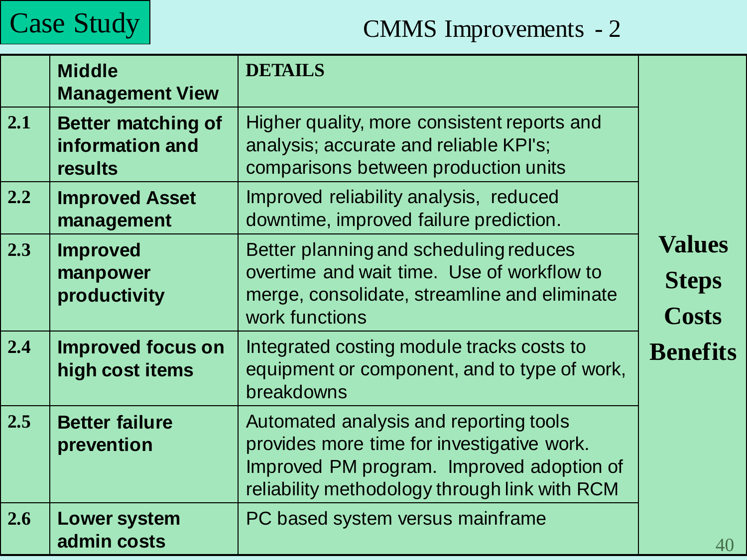# Case Study

## CMMS Improvements - 2

| | Middle Management View | DETAILS | |
|---|---|---|---|
| 2.1 | **Better matching of information and results** | Higher quality, more consistent reports and analysis; accurate and reliable KPI's; comparisons between production units | **Values Steps Costs Benefits** |
| 2.2 | **Improved Asset management** | Improved reliability analysis, reduced downtime, improved failure prediction. | |
| 2.3 | **Improved manpower productivity** | Better planning and scheduling reduces overtime and wait time. Use of workflow to merge, consolidate, streamline and eliminate work functions | |
| 2.4 | **Improved focus on high cost items** | Integrated costing module tracks costs to equipment or component, and to type of work, breakdowns | |
| 2.5 | **Better failure prevention** | Automated analysis and reporting tools provides more time for investigative work. Improved PM program. Improved adoption of reliability methodology through link with RCM | |
| 2.6 | **Lower system admin costs** | PC based system versus mainframe | |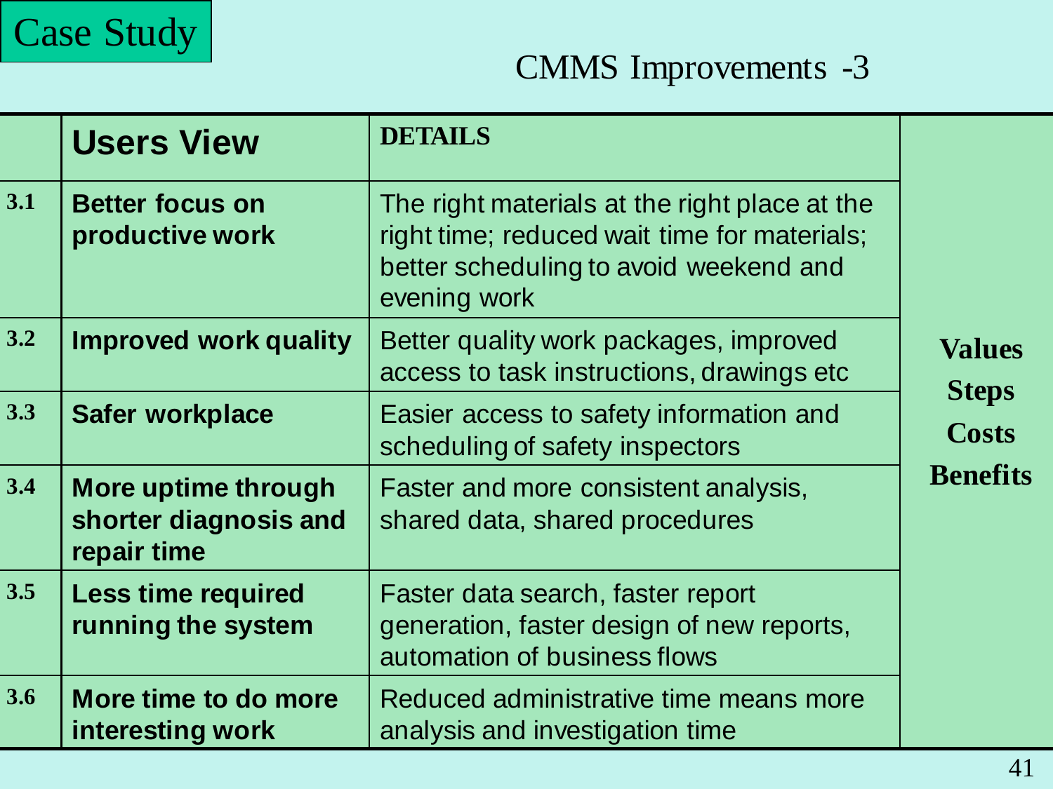Case Study

## CMMS Improvements -3

| | Users View | DETAILS | |
|---|---|---|---|
| 3.1 | **Better focus on productive work** | The right materials at the right place at the right time; reduced wait time for materials; better scheduling to avoid weekend and evening work | **Values Steps Costs Benefits** |
| 3.2 | **Improved work quality** | Better quality work packages, improved access to task instructions, drawings etc | |
| 3.3 | **Safer workplace** | Easier access to safety information and scheduling of safety inspectors | |
| 3.4 | **More uptime through shorter diagnosis and repair time** | Faster and more consistent analysis, shared data, shared procedures | |
| 3.5 | **Less time required running the system** | Faster data search, faster report generation, faster design of new reports, automation of business flows | |
| 3.6 | **More time to do more interesting work** | Reduced administrative time means more analysis and investigation time | |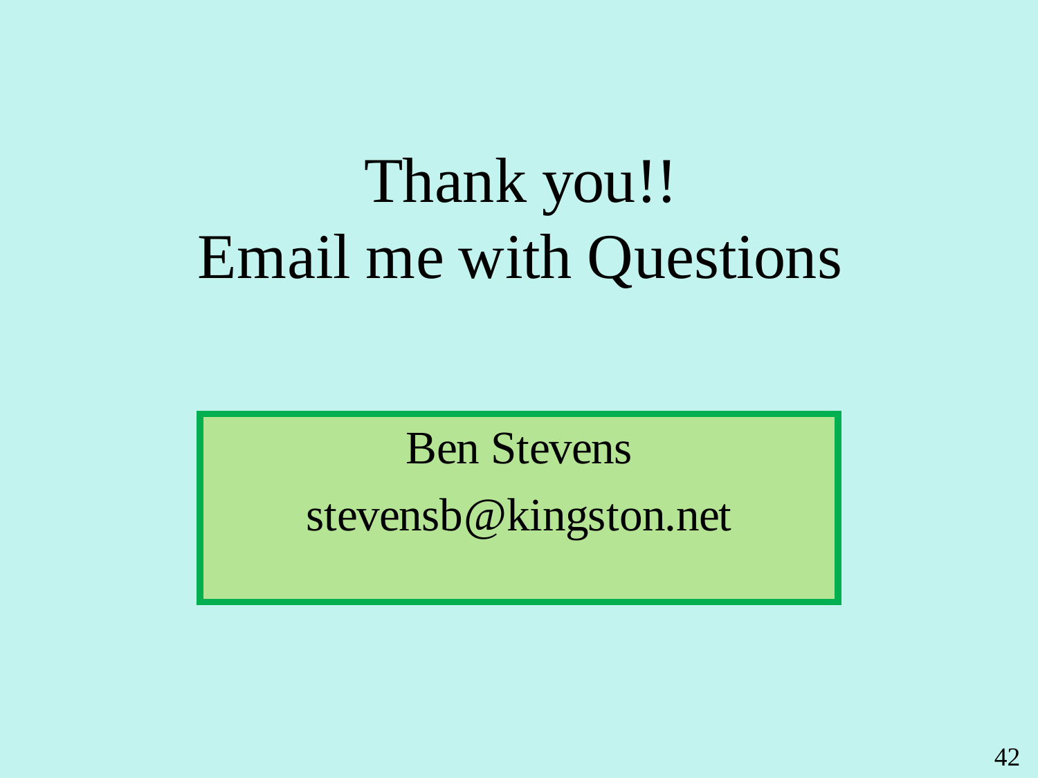# Thank you!!
# Email me with Questions

Ben Stevens

stevensb@kingston.net